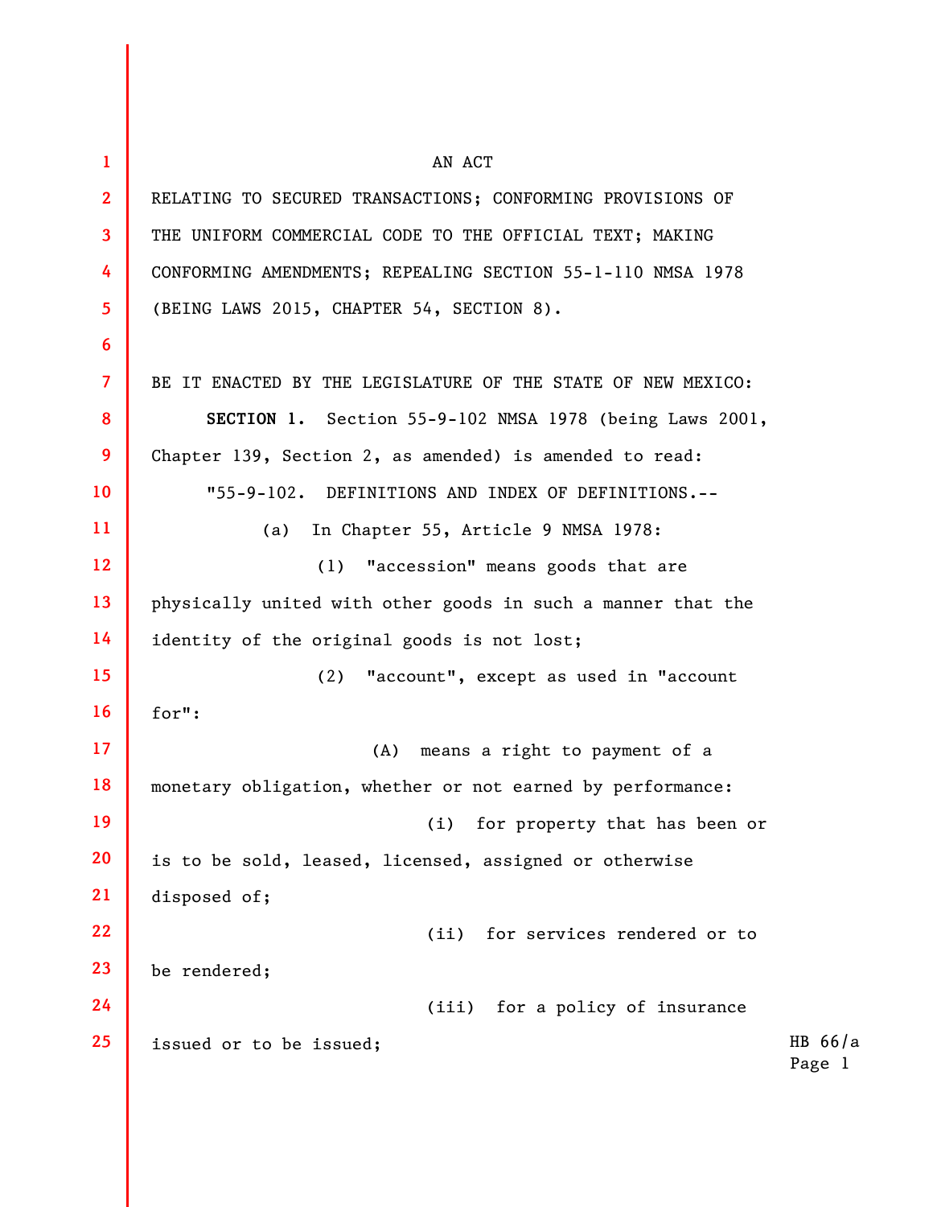AN ACT

RELATING TO SECURED TRANSACTIONS; CONFORMING PROVISIONS OF THE UNIFORM COMMERCIAL CODE TO THE OFFICIAL TEXT; MAKING CONFORMING AMENDMENTS; REPEALING SECTION 55-1-110 NMSA 1978 (BEING LAWS 2015, CHAPTER 54, SECTION 8).

BE IT ENACTED BY THE LEGISLATURE OF THE STATE OF NEW MEXICO:

**SECTION 1.** Section 55-9-102 NMSA 1978 (being Laws 2001, Chapter 139, Section 2, as amended) is amended to read:

"55-9-102. DEFINITIONS AND INDEX OF DEFINITIONS.--

(a) In Chapter 55, Article 9 NMSA 1978:

(1) "accession" means goods that are physically united with other goods in such a manner that the identity of the original goods is not lost;

(2) "account", except as used in "account for":

(A) means a right to payment of a monetary obligation, whether or not earned by performance:

(i) for property that has been or is to be sold, leased, licensed, assigned or otherwise disposed of;

(ii) for services rendered or to be rendered;

(iii) for a policy of insurance issued or to be issued;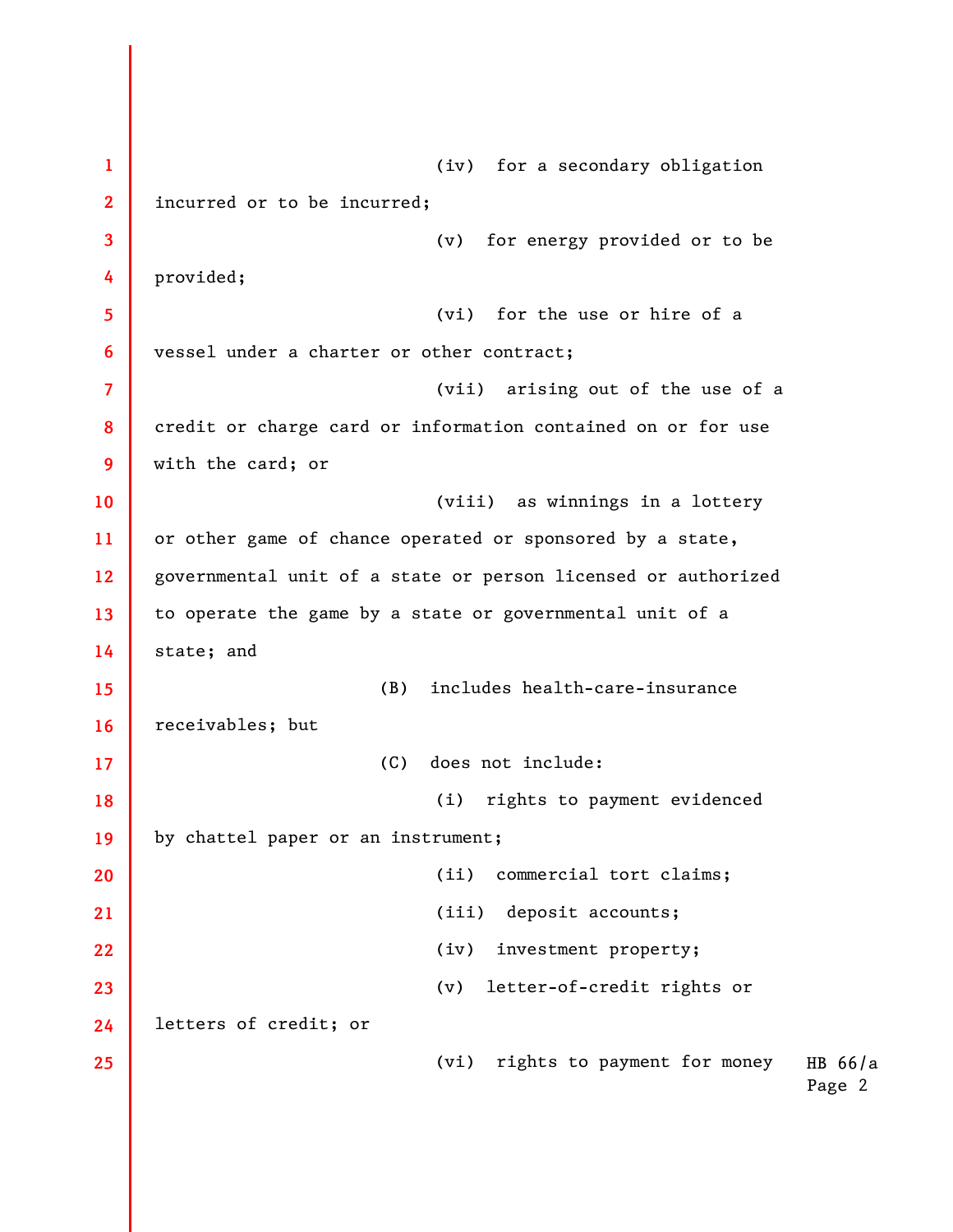(iv) for a secondary obligation incurred or to be incurred;

(v) for energy provided or to be provided;

(vi) for the use or hire of a vessel under a charter or other contract;

(vii) arising out of the use of a credit or charge card or information contained on or for use with the card; or

(viii) as winnings in a lottery or other game of chance operated or sponsored by a state, governmental unit of a state or person licensed or authorized to operate the game by a state or governmental unit of a state; and

(B) includes health-care-insurance receivables; but

(C) does not include:

(i) rights to payment evidenced by chattel paper or an instrument;

(ii) commercial tort claims;

(iii) deposit accounts;

(iv) investment property;

(v) letter-of-credit rights or letters of credit; or

(vi) rights to payment for money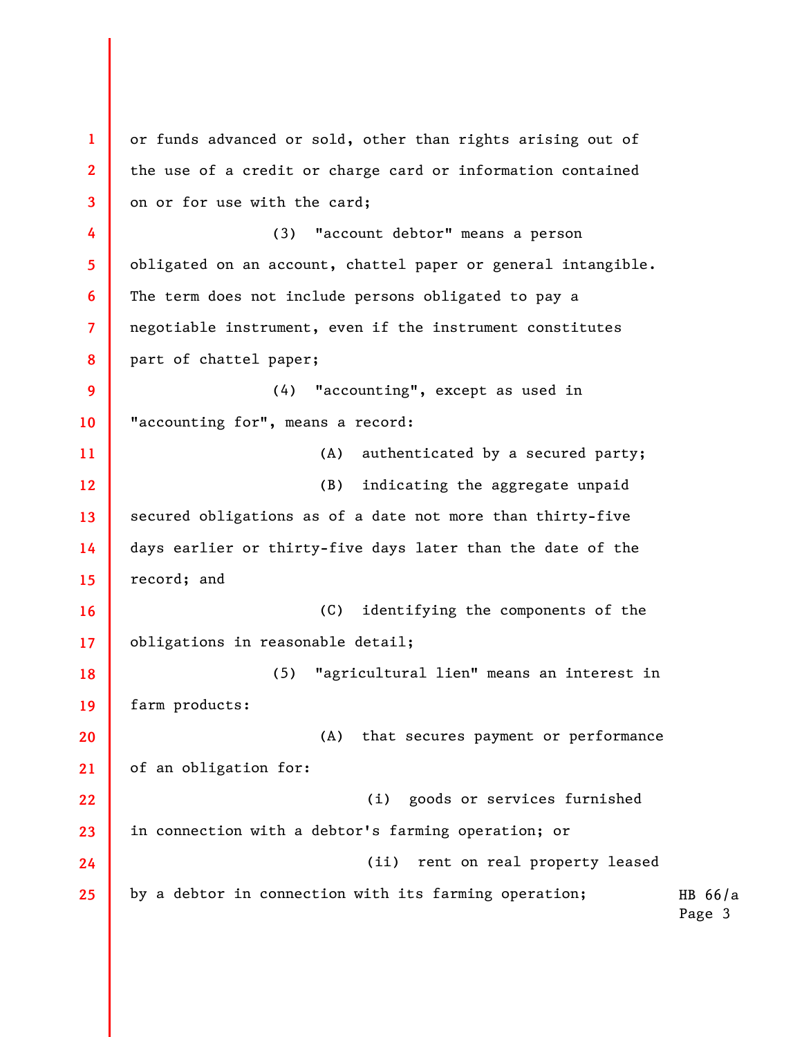or funds advanced or sold, other than rights arising out of the use of a credit or charge card or information contained on or for use with the card;

(3) "account debtor" means a person obligated on an account, chattel paper or general intangible. The term does not include persons obligated to pay a negotiable instrument, even if the instrument constitutes part of chattel paper;

(4) "accounting", except as used in "accounting for", means a record:

(A) authenticated by a secured party;

(B) indicating the aggregate unpaid secured obligations as of a date not more than thirty-five days earlier or thirty-five days later than the date of the record; and

(C) identifying the components of the obligations in reasonable detail;

(5) "agricultural lien" means an interest in farm products:

(A) that secures payment or performance of an obligation for:

(i) goods or services furnished in connection with a debtor's farming operation; or

(ii) rent on real property leased by a debtor in connection with its farming operation;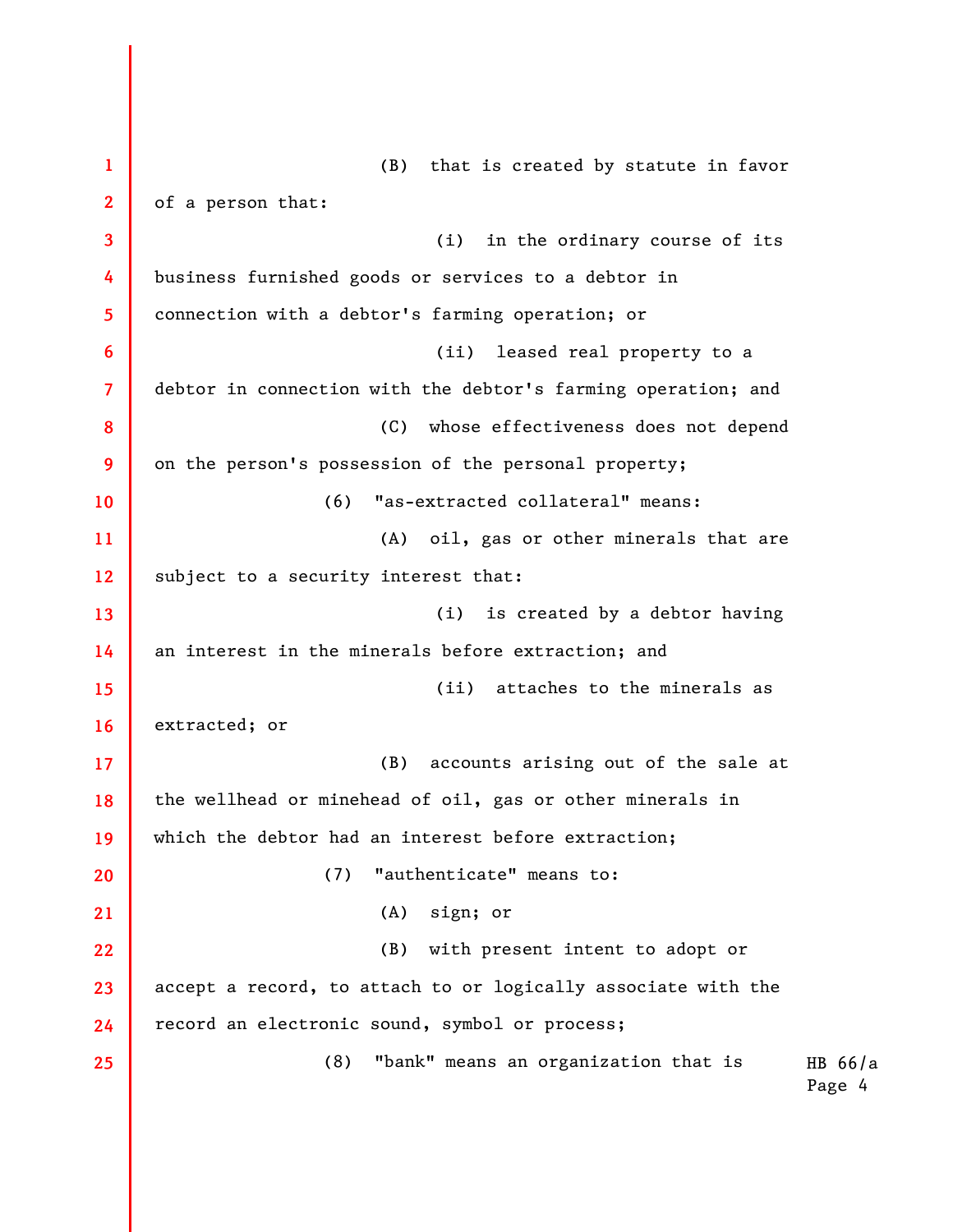(B) that is created by statute in favor of a person that:

(i) in the ordinary course of its business furnished goods or services to a debtor in connection with a debtor's farming operation; or

(ii) leased real property to a debtor in connection with the debtor's farming operation; and

(C) whose effectiveness does not depend on the person's possession of the personal property;

(6) "as-extracted collateral" means:

(A) oil, gas or other minerals that are subject to a security interest that:

(i) is created by a debtor having an interest in the minerals before extraction; and

(ii) attaches to the minerals as extracted; or

(B) accounts arising out of the sale at the wellhead or minehead of oil, gas or other minerals in which the debtor had an interest before extraction;

(7) "authenticate" means to:

(A) sign; or

(B) with present intent to adopt or accept a record, to attach to or logically associate with the record an electronic sound, symbol or process;

(8) "bank" means an organization that is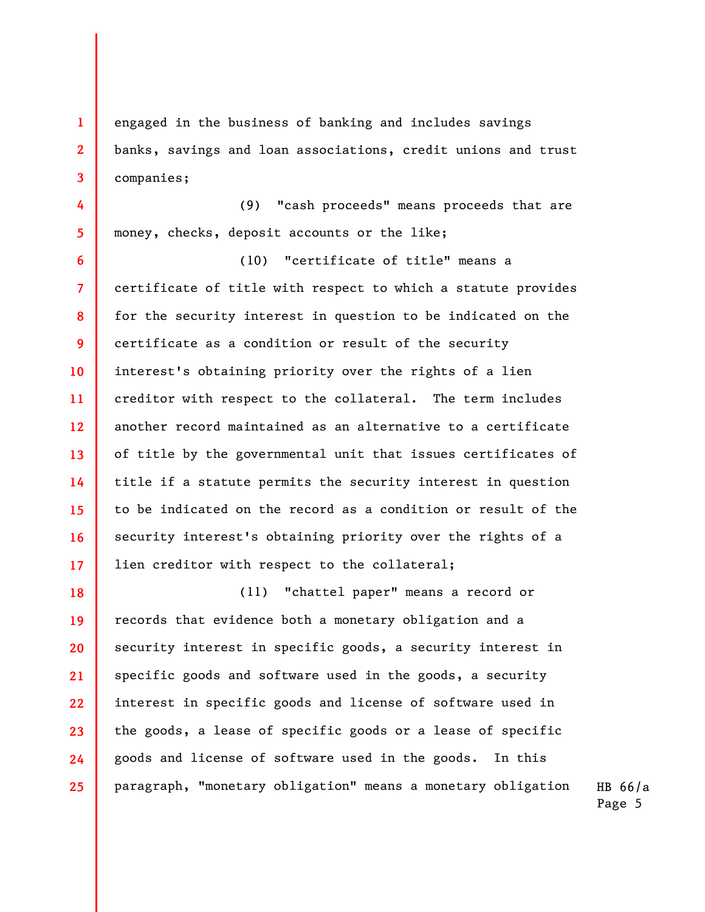engaged in the business of banking and includes savings banks, savings and loan associations, credit unions and trust companies;

(9) "cash proceeds" means proceeds that are money, checks, deposit accounts or the like;

(10) "certificate of title" means a certificate of title with respect to which a statute provides for the security interest in question to be indicated on the certificate as a condition or result of the security interest's obtaining priority over the rights of a lien creditor with respect to the collateral. The term includes another record maintained as an alternative to a certificate of title by the governmental unit that issues certificates of title if a statute permits the security interest in question to be indicated on the record as a condition or result of the security interest's obtaining priority over the rights of a lien creditor with respect to the collateral;

(11) "chattel paper" means a record or records that evidence both a monetary obligation and a security interest in specific goods, a security interest in specific goods and software used in the goods, a security interest in specific goods and license of software used in the goods, a lease of specific goods or a lease of specific goods and license of software used in the goods. In this paragraph, "monetary obligation" means a monetary obligation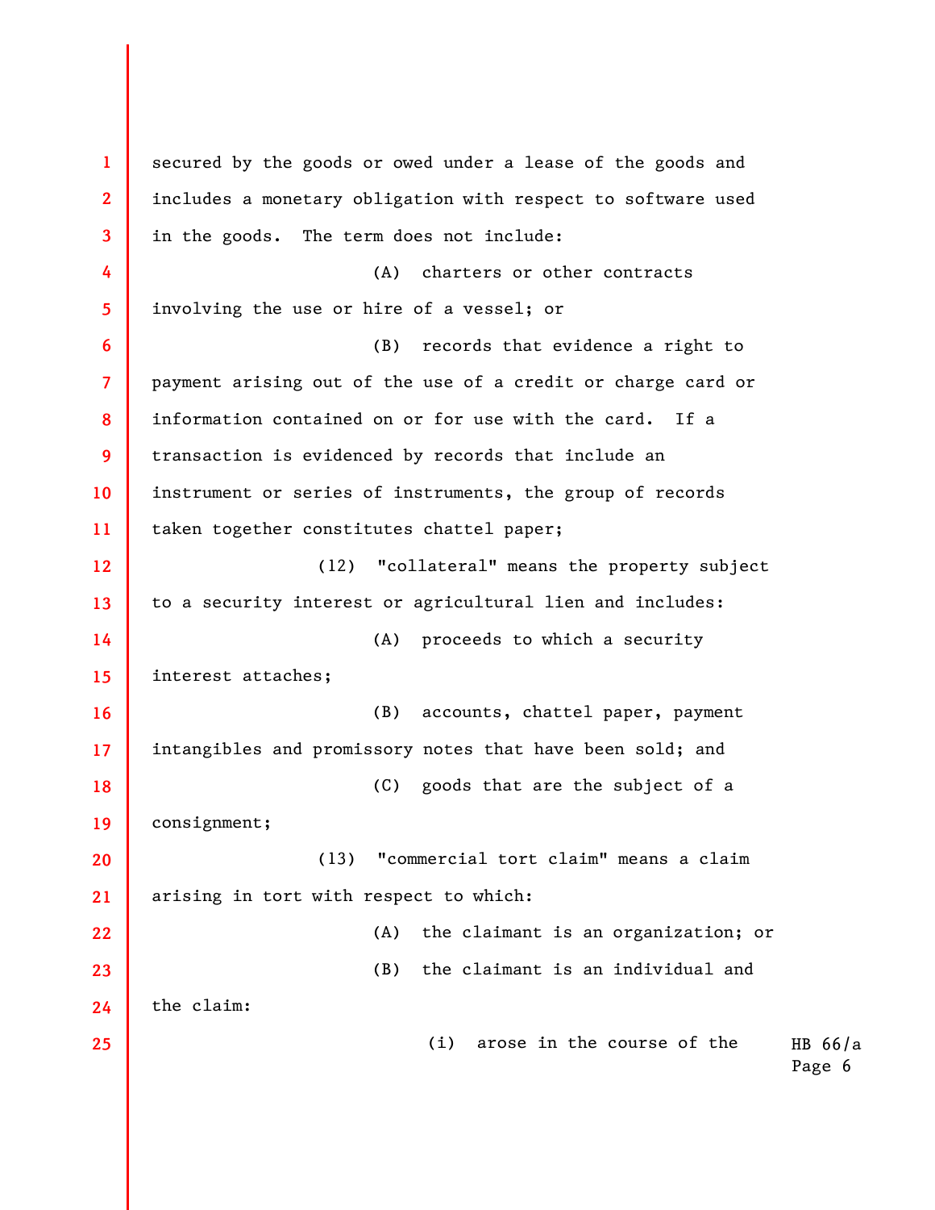secured by the goods or owed under a lease of the goods and includes a monetary obligation with respect to software used in the goods. The term does not include:

(A) charters or other contracts involving the use or hire of a vessel; or

(B) records that evidence a right to payment arising out of the use of a credit or charge card or information contained on or for use with the card. If a transaction is evidenced by records that include an instrument or series of instruments, the group of records taken together constitutes chattel paper;

(12) "collateral" means the property subject to a security interest or agricultural lien and includes:

(A) proceeds to which a security interest attaches;

(B) accounts, chattel paper, payment intangibles and promissory notes that have been sold; and

(C) goods that are the subject of a consignment;

(13) "commercial tort claim" means a claim arising in tort with respect to which:

(A) the claimant is an organization; or

(B) the claimant is an individual and the claim:

(i) arose in the course of the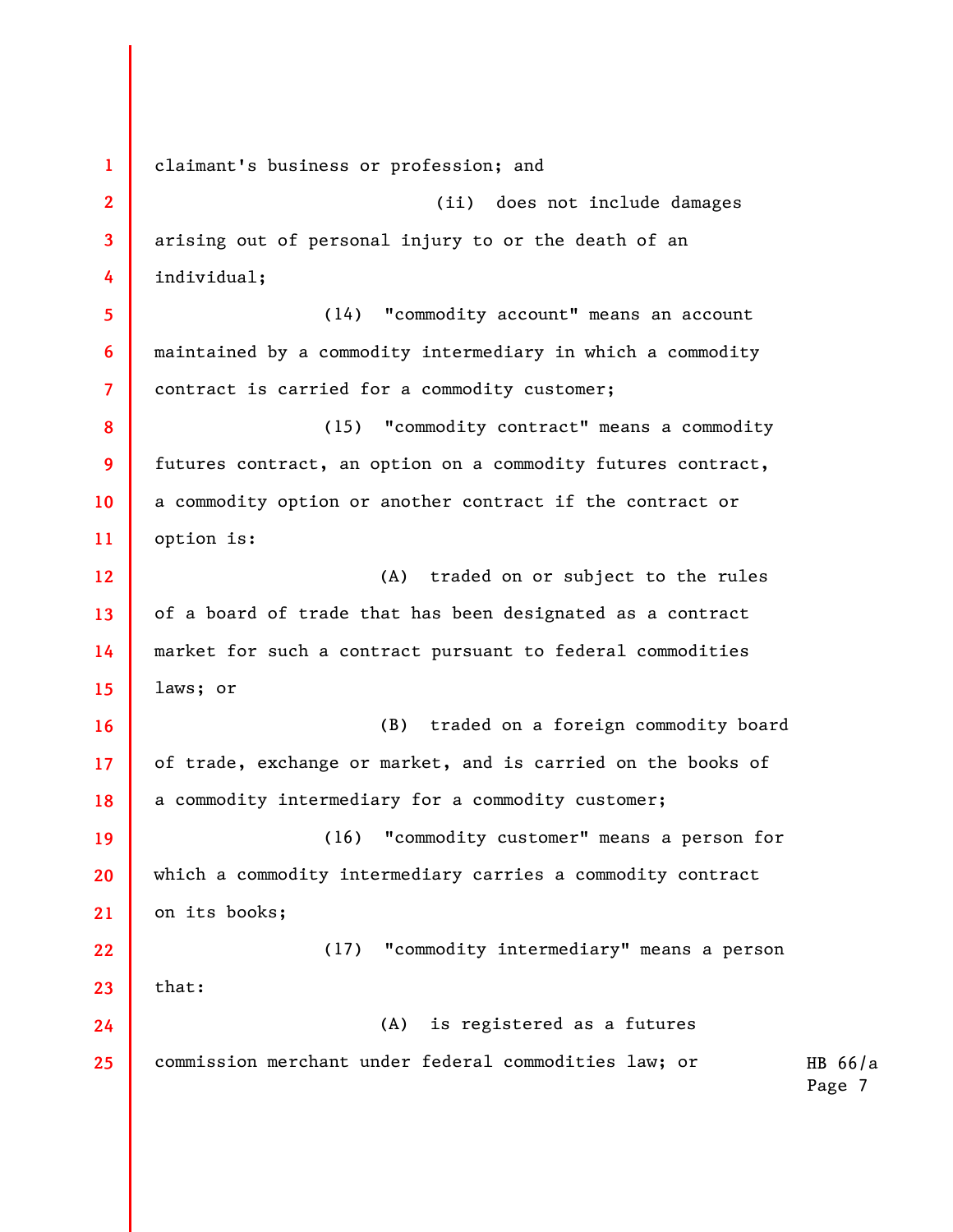claimant's business or profession; and

(ii) does not include damages arising out of personal injury to or the death of an individual;

(14) "commodity account" means an account maintained by a commodity intermediary in which a commodity contract is carried for a commodity customer;

(15) "commodity contract" means a commodity futures contract, an option on a commodity futures contract, a commodity option or another contract if the contract or option is:

(A) traded on or subject to the rules of a board of trade that has been designated as a contract market for such a contract pursuant to federal commodities laws; or

(B) traded on a foreign commodity board of trade, exchange or market, and is carried on the books of a commodity intermediary for a commodity customer;

(16) "commodity customer" means a person for which a commodity intermediary carries a commodity contract on its books;

(17) "commodity intermediary" means a person that:

(A) is registered as a futures commission merchant under federal commodities law; or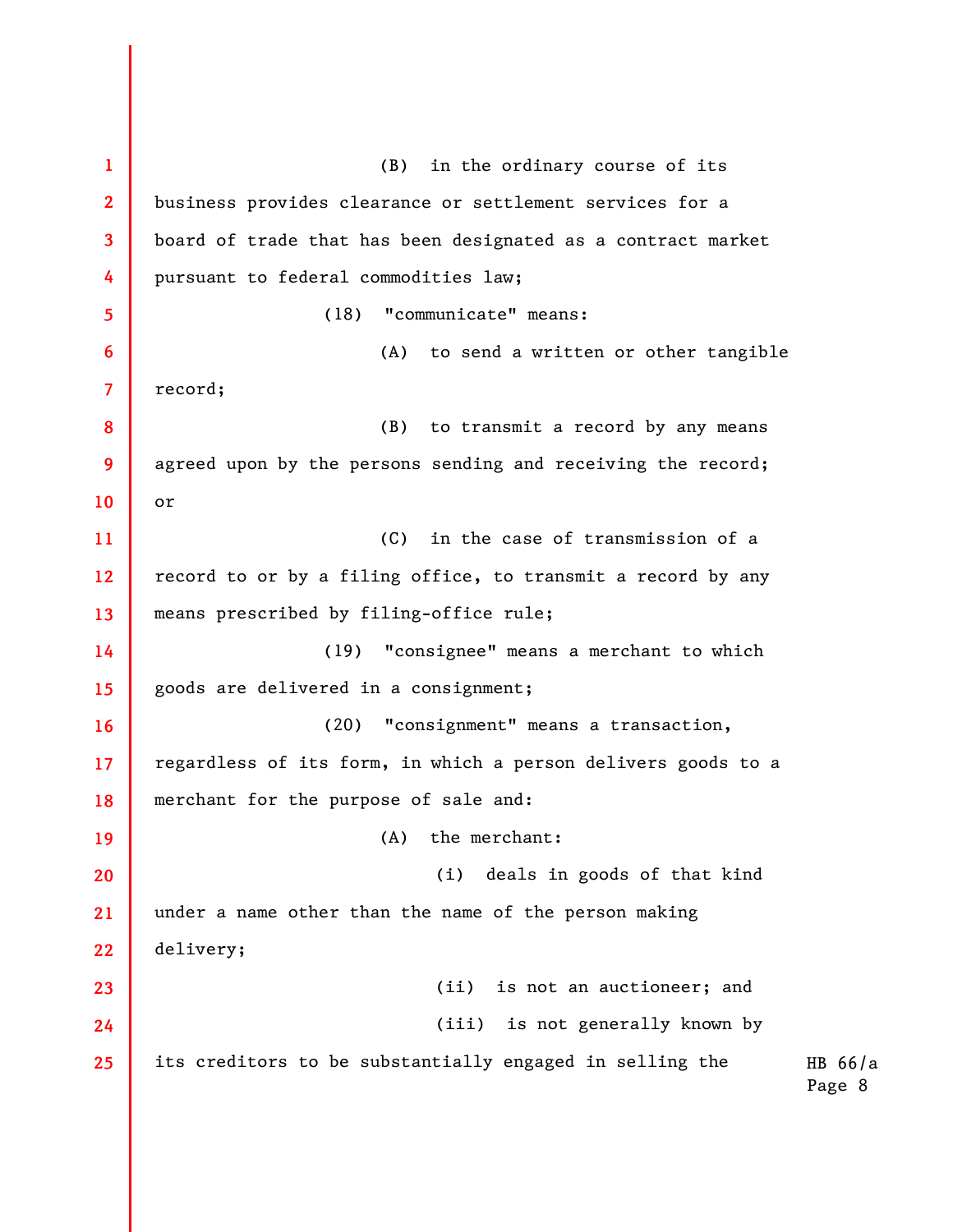(B) in the ordinary course of its business provides clearance or settlement services for a board of trade that has been designated as a contract market pursuant to federal commodities law;

(18) "communicate" means:

(A) to send a written or other tangible record;

(B) to transmit a record by any means agreed upon by the persons sending and receiving the record; or

(C) in the case of transmission of a record to or by a filing office, to transmit a record by any means prescribed by filing-office rule;

(19) "consignee" means a merchant to which goods are delivered in a consignment;

(20) "consignment" means a transaction, regardless of its form, in which a person delivers goods to a merchant for the purpose of sale and:

(A) the merchant:

(i) deals in goods of that kind under a name other than the name of the person making delivery;

(ii) is not an auctioneer; and

(iii) is not generally known by its creditors to be substantially engaged in selling the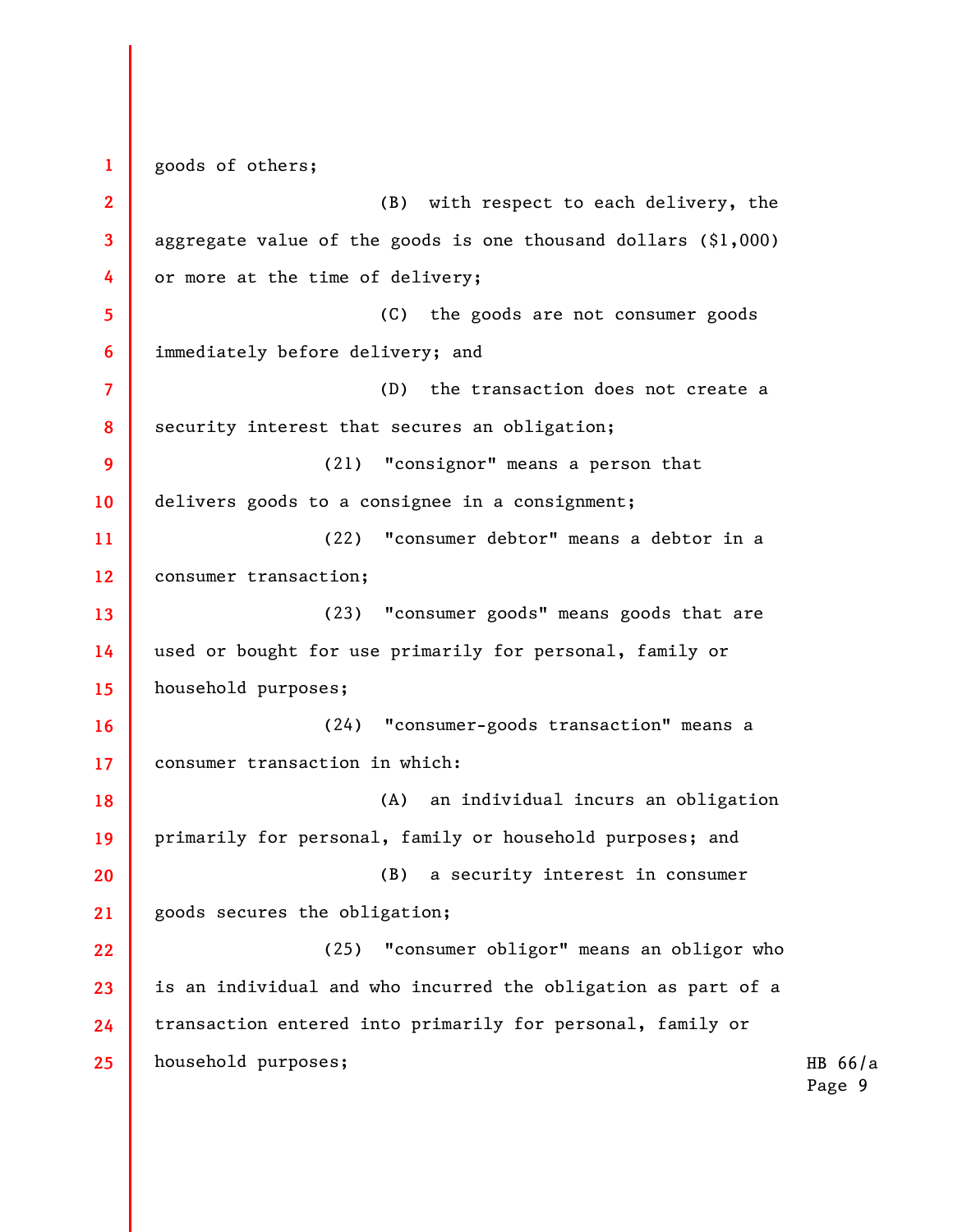goods of others;

(B) with respect to each delivery, the aggregate value of the goods is one thousand dollars ($1,000) or more at the time of delivery;

(C) the goods are not consumer goods immediately before delivery; and

(D) the transaction does not create a security interest that secures an obligation;

(21) "consignor" means a person that delivers goods to a consignee in a consignment;

(22) "consumer debtor" means a debtor in a consumer transaction;

(23) "consumer goods" means goods that are used or bought for use primarily for personal, family or household purposes;

(24) "consumer-goods transaction" means a consumer transaction in which:

(A) an individual incurs an obligation primarily for personal, family or household purposes; and

(B) a security interest in consumer goods secures the obligation;

(25) "consumer obligor" means an obligor who is an individual and who incurred the obligation as part of a transaction entered into primarily for personal, family or household purposes;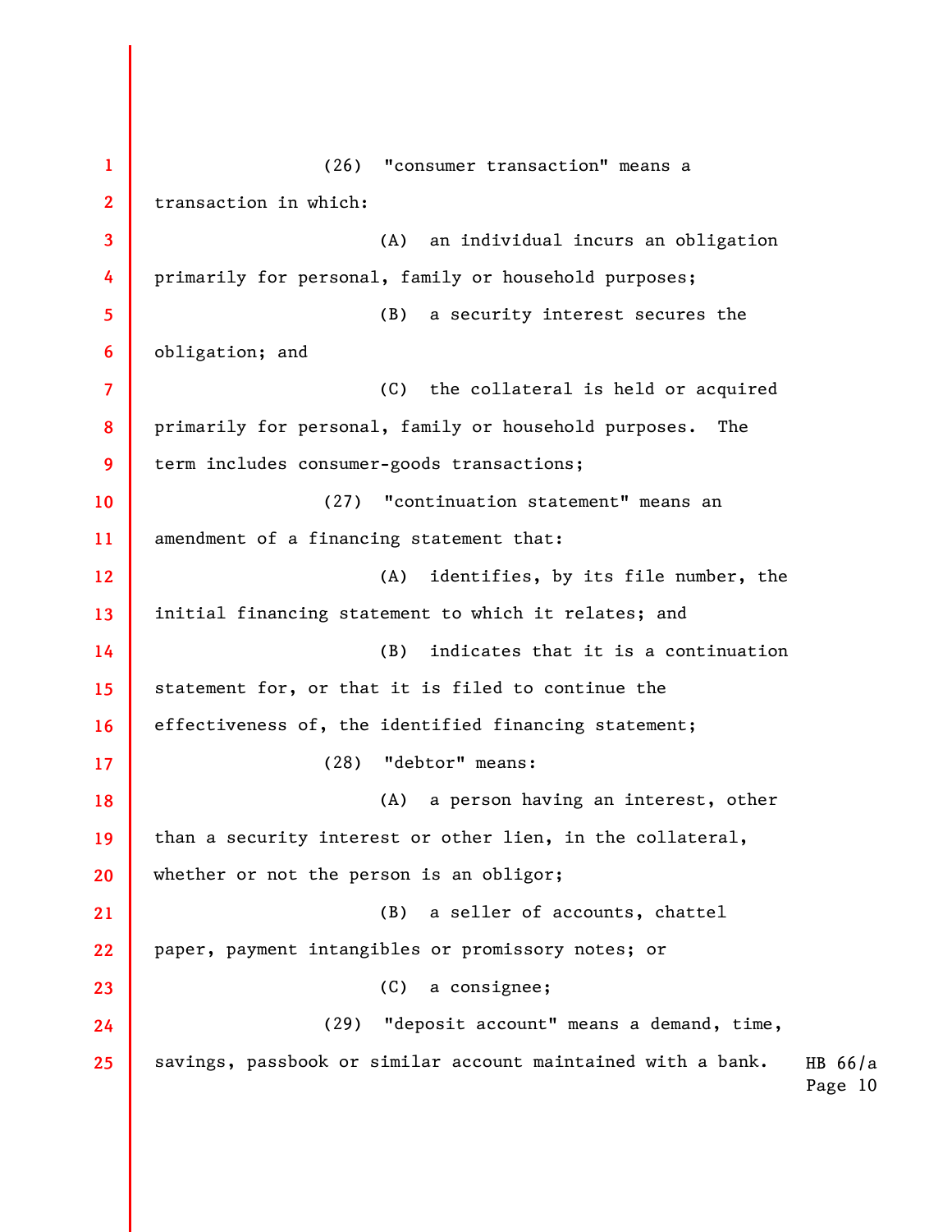(26) "consumer transaction" means a transaction in which:

(A) an individual incurs an obligation primarily for personal, family or household purposes;

(B) a security interest secures the obligation; and

(C) the collateral is held or acquired primarily for personal, family or household purposes. The term includes consumer-goods transactions;

(27) "continuation statement" means an amendment of a financing statement that:

(A) identifies, by its file number, the initial financing statement to which it relates; and

(B) indicates that it is a continuation statement for, or that it is filed to continue the effectiveness of, the identified financing statement;

(28) "debtor" means:

(A) a person having an interest, other than a security interest or other lien, in the collateral, whether or not the person is an obligor;

(B) a seller of accounts, chattel paper, payment intangibles or promissory notes; or

(C) a consignee;

(29) "deposit account" means a demand, time, savings, passbook or similar account maintained with a bank.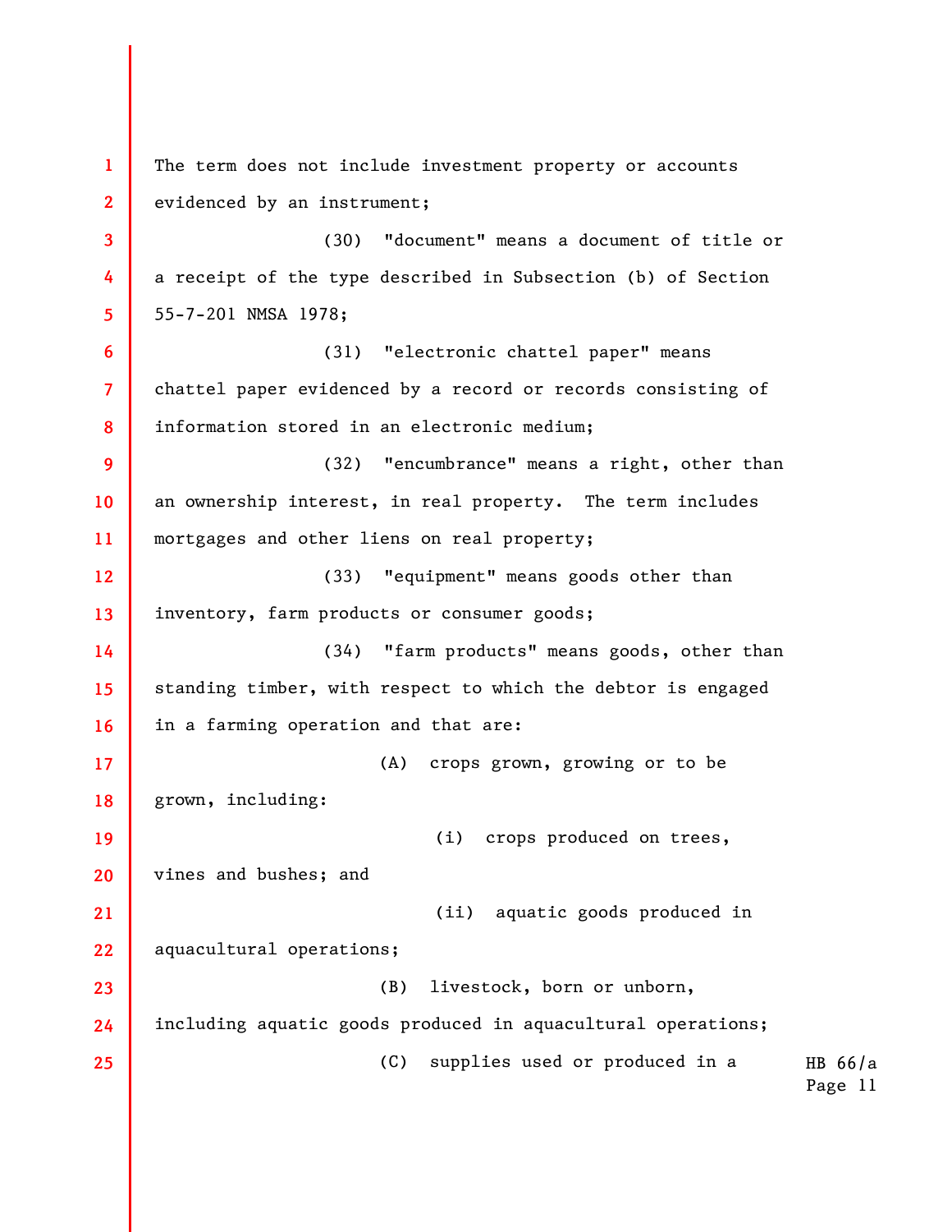The term does not include investment property or accounts evidenced by an instrument;

(30) "document" means a document of title or a receipt of the type described in Subsection (b) of Section 55-7-201 NMSA 1978;

(31) "electronic chattel paper" means chattel paper evidenced by a record or records consisting of information stored in an electronic medium;

(32) "encumbrance" means a right, other than an ownership interest, in real property. The term includes mortgages and other liens on real property;

(33) "equipment" means goods other than inventory, farm products or consumer goods;

(34) "farm products" means goods, other than standing timber, with respect to which the debtor is engaged in a farming operation and that are:

(A) crops grown, growing or to be grown, including:

(i) crops produced on trees, vines and bushes; and

(ii) aquatic goods produced in aquacultural operations;

(B) livestock, born or unborn, including aquatic goods produced in aquacultural operations;

(C) supplies used or produced in a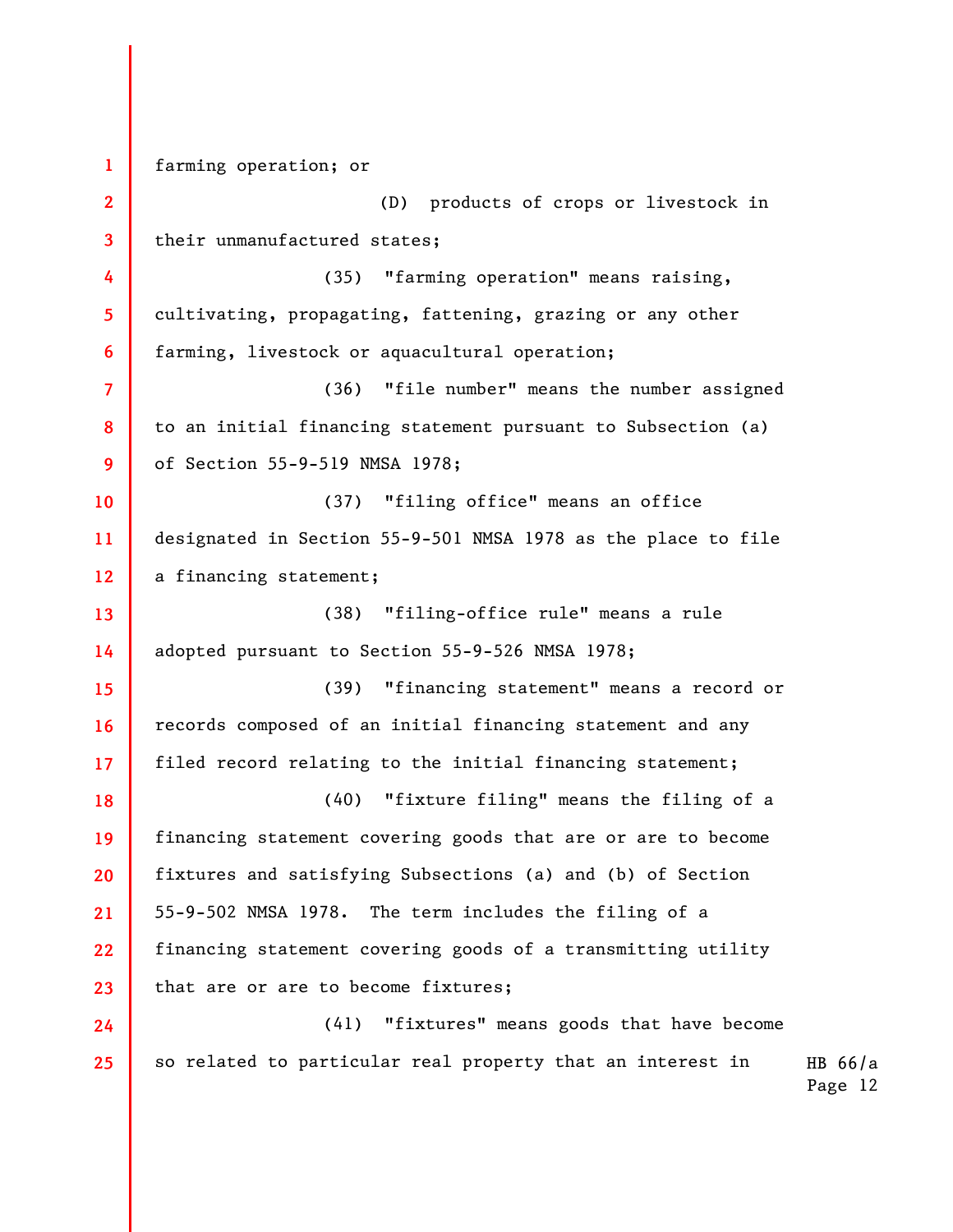farming operation; or

(D) products of crops or livestock in their unmanufactured states;

(35) "farming operation" means raising, cultivating, propagating, fattening, grazing or any other farming, livestock or aquacultural operation;

(36) "file number" means the number assigned to an initial financing statement pursuant to Subsection (a) of Section 55-9-519 NMSA 1978;

(37) "filing office" means an office designated in Section 55-9-501 NMSA 1978 as the place to file a financing statement;

(38) "filing-office rule" means a rule adopted pursuant to Section 55-9-526 NMSA 1978;

(39) "financing statement" means a record or records composed of an initial financing statement and any filed record relating to the initial financing statement;

(40) "fixture filing" means the filing of a financing statement covering goods that are or are to become fixtures and satisfying Subsections (a) and (b) of Section 55-9-502 NMSA 1978. The term includes the filing of a financing statement covering goods of a transmitting utility that are or are to become fixtures;

(41) "fixtures" means goods that have become so related to particular real property that an interest in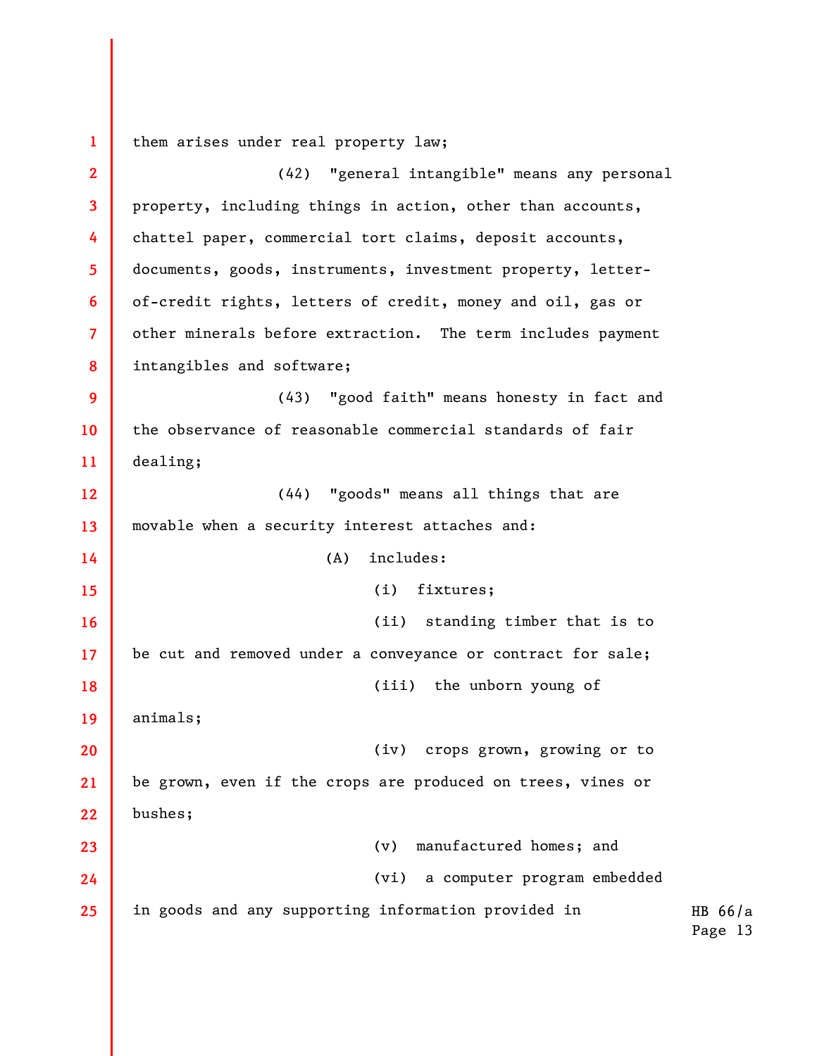them arises under real property law;

(42) "general intangible" means any personal property, including things in action, other than accounts, chattel paper, commercial tort claims, deposit accounts, documents, goods, instruments, investment property, letter-of-credit rights, letters of credit, money and oil, gas or other minerals before extraction. The term includes payment intangibles and software;

(43) "good faith" means honesty in fact and the observance of reasonable commercial standards of fair dealing;

(44) "goods" means all things that are movable when a security interest attaches and:

(A) includes:

(i) fixtures;

(ii) standing timber that is to be cut and removed under a conveyance or contract for sale;

(iii) the unborn young of animals;

(iv) crops grown, growing or to be grown, even if the crops are produced on trees, vines or bushes;

(v) manufactured homes; and

(vi) a computer program embedded in goods and any supporting information provided in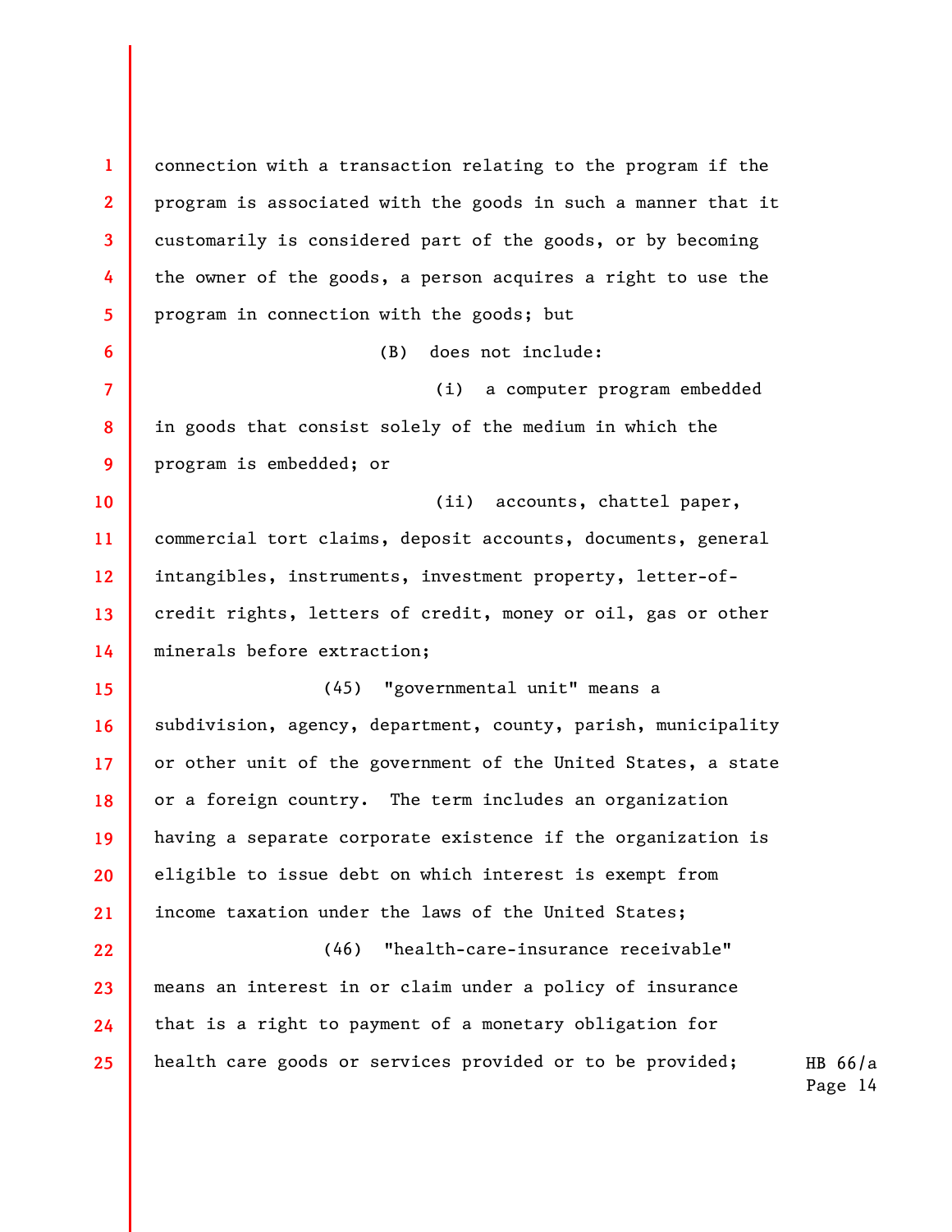connection with a transaction relating to the program if the program is associated with the goods in such a manner that it customarily is considered part of the goods, or by becoming the owner of the goods, a person acquires a right to use the program in connection with the goods; but

(B) does not include:

(i) a computer program embedded in goods that consist solely of the medium in which the program is embedded; or

(ii) accounts, chattel paper, commercial tort claims, deposit accounts, documents, general intangibles, instruments, investment property, letter-of-credit rights, letters of credit, money or oil, gas or other minerals before extraction;

(45) "governmental unit" means a subdivision, agency, department, county, parish, municipality or other unit of the government of the United States, a state or a foreign country. The term includes an organization having a separate corporate existence if the organization is eligible to issue debt on which interest is exempt from income taxation under the laws of the United States;

(46) "health-care-insurance receivable" means an interest in or claim under a policy of insurance that is a right to payment of a monetary obligation for health care goods or services provided or to be provided;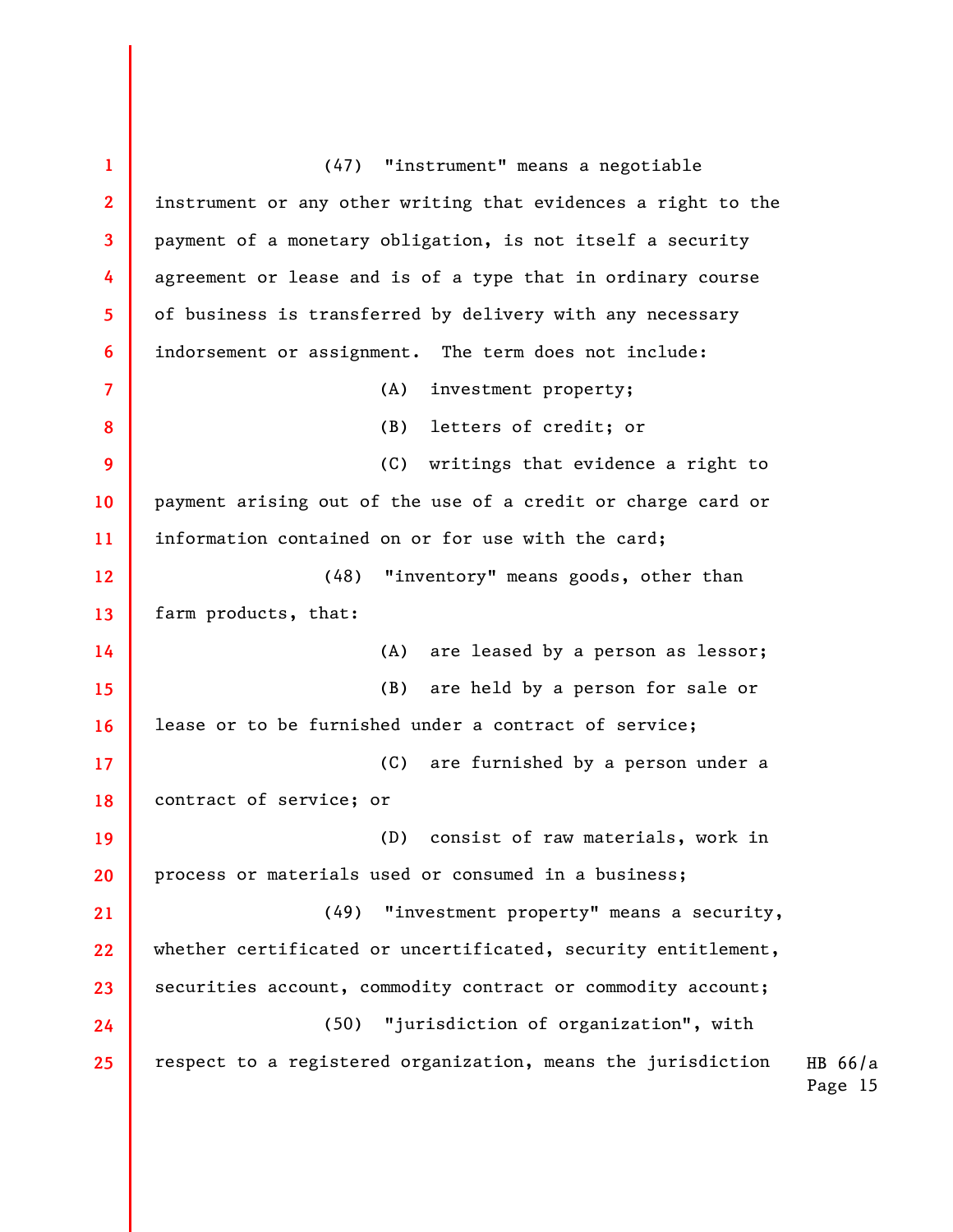(47) "instrument" means a negotiable instrument or any other writing that evidences a right to the payment of a monetary obligation, is not itself a security agreement or lease and is of a type that in ordinary course of business is transferred by delivery with any necessary indorsement or assignment. The term does not include:

(A) investment property;

(B) letters of credit; or

(C) writings that evidence a right to payment arising out of the use of a credit or charge card or information contained on or for use with the card;

(48) "inventory" means goods, other than farm products, that:

(A) are leased by a person as lessor;

(B) are held by a person for sale or lease or to be furnished under a contract of service;

(C) are furnished by a person under a contract of service; or

(D) consist of raw materials, work in process or materials used or consumed in a business;

(49) "investment property" means a security, whether certificated or uncertificated, security entitlement, securities account, commodity contract or commodity account;

(50) "jurisdiction of organization", with respect to a registered organization, means the jurisdiction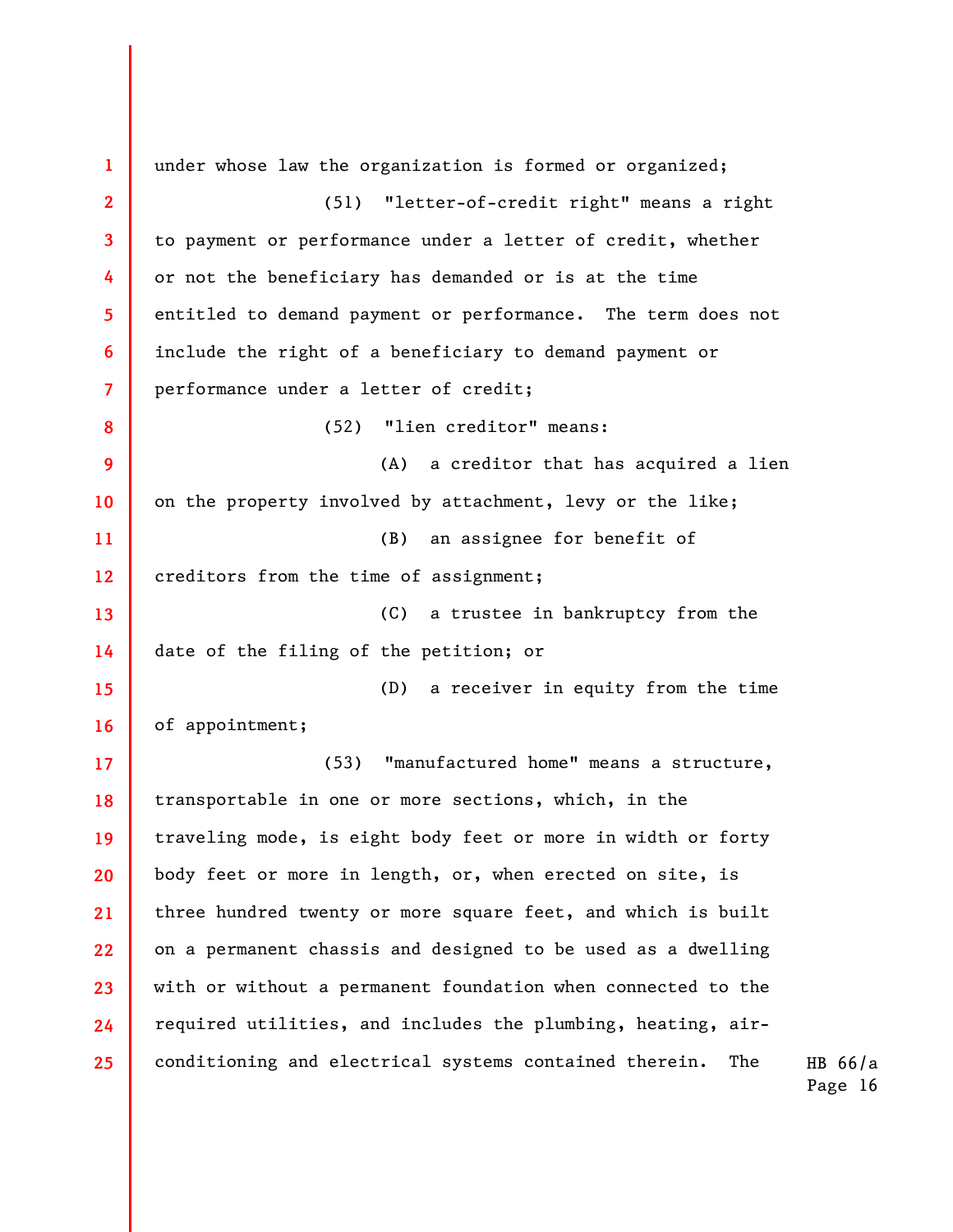under whose law the organization is formed or organized;

(51) "letter-of-credit right" means a right to payment or performance under a letter of credit, whether or not the beneficiary has demanded or is at the time entitled to demand payment or performance. The term does not include the right of a beneficiary to demand payment or performance under a letter of credit;

(52) "lien creditor" means:

(A) a creditor that has acquired a lien on the property involved by attachment, levy or the like;

(B) an assignee for benefit of creditors from the time of assignment;

(C) a trustee in bankruptcy from the date of the filing of the petition; or

(D) a receiver in equity from the time of appointment;

(53) "manufactured home" means a structure, transportable in one or more sections, which, in the traveling mode, is eight body feet or more in width or forty body feet or more in length, or, when erected on site, is three hundred twenty or more square feet, and which is built on a permanent chassis and designed to be used as a dwelling with or without a permanent foundation when connected to the required utilities, and includes the plumbing, heating, air-conditioning and electrical systems contained therein. The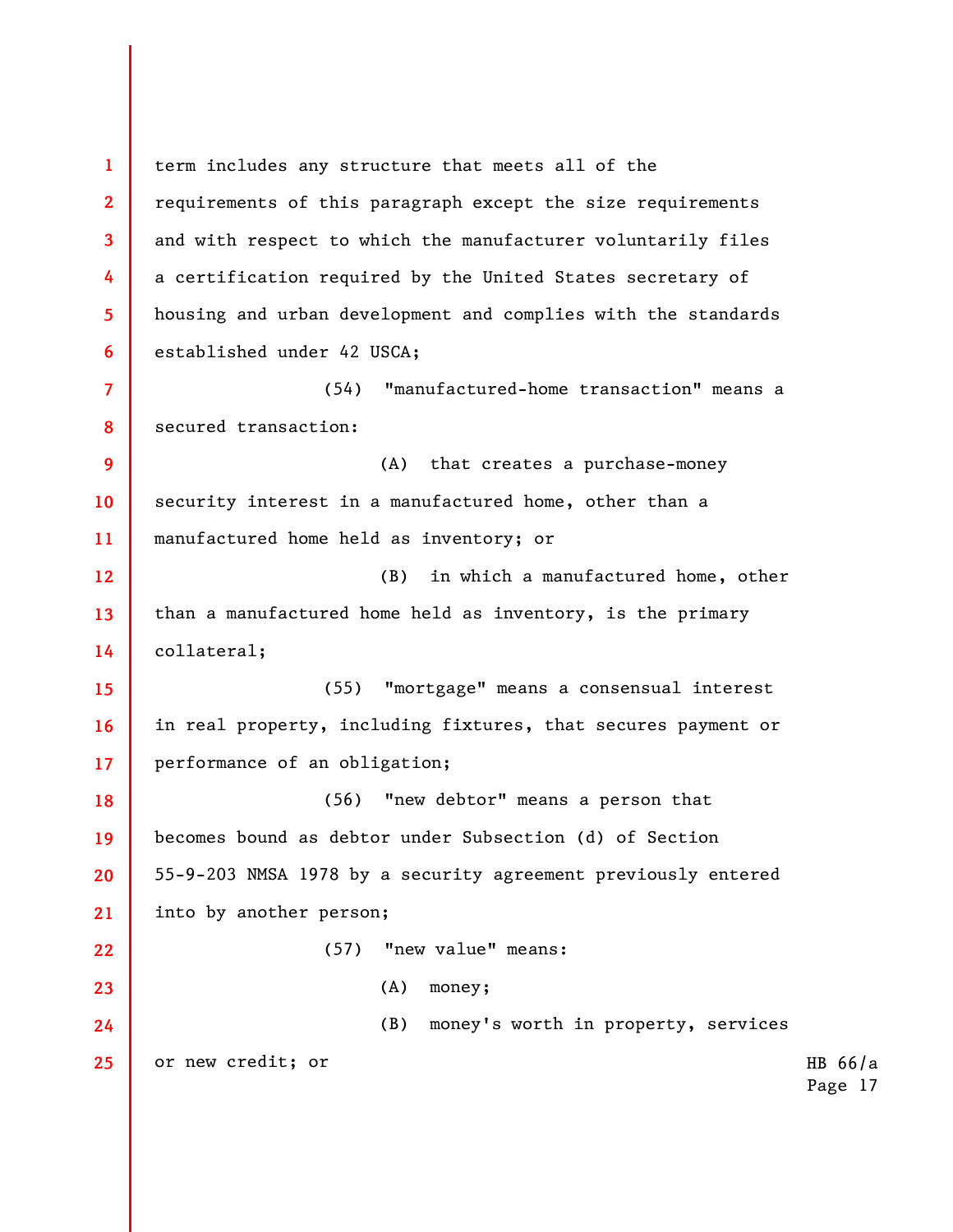term includes any structure that meets all of the requirements of this paragraph except the size requirements and with respect to which the manufacturer voluntarily files a certification required by the United States secretary of housing and urban development and complies with the standards established under 42 USCA;

(54) "manufactured-home transaction" means a secured transaction:

(A) that creates a purchase-money security interest in a manufactured home, other than a manufactured home held as inventory; or

(B) in which a manufactured home, other than a manufactured home held as inventory, is the primary collateral;

(55) "mortgage" means a consensual interest in real property, including fixtures, that secures payment or performance of an obligation;

(56) "new debtor" means a person that becomes bound as debtor under Subsection (d) of Section 55-9-203 NMSA 1978 by a security agreement previously entered into by another person;

(57) "new value" means:

(A) money;

(B) money's worth in property, services or new credit; or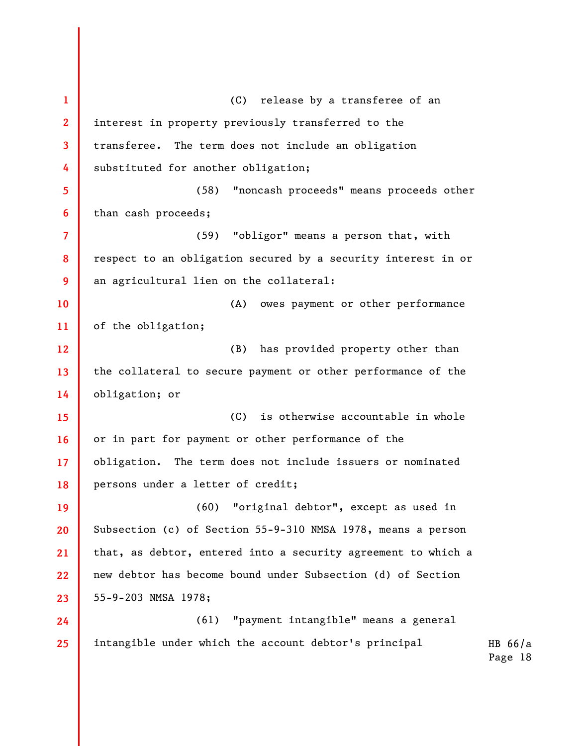(C) release by a transferee of an interest in property previously transferred to the transferee. The term does not include an obligation substituted for another obligation;

(58) "noncash proceeds" means proceeds other than cash proceeds;

(59) "obligor" means a person that, with respect to an obligation secured by a security interest in or an agricultural lien on the collateral:

(A) owes payment or other performance of the obligation;

(B) has provided property other than the collateral to secure payment or other performance of the obligation; or

(C) is otherwise accountable in whole or in part for payment or other performance of the obligation. The term does not include issuers or nominated persons under a letter of credit;

(60) "original debtor", except as used in Subsection (c) of Section 55-9-310 NMSA 1978, means a person that, as debtor, entered into a security agreement to which a new debtor has become bound under Subsection (d) of Section 55-9-203 NMSA 1978;

(61) "payment intangible" means a general intangible under which the account debtor's principal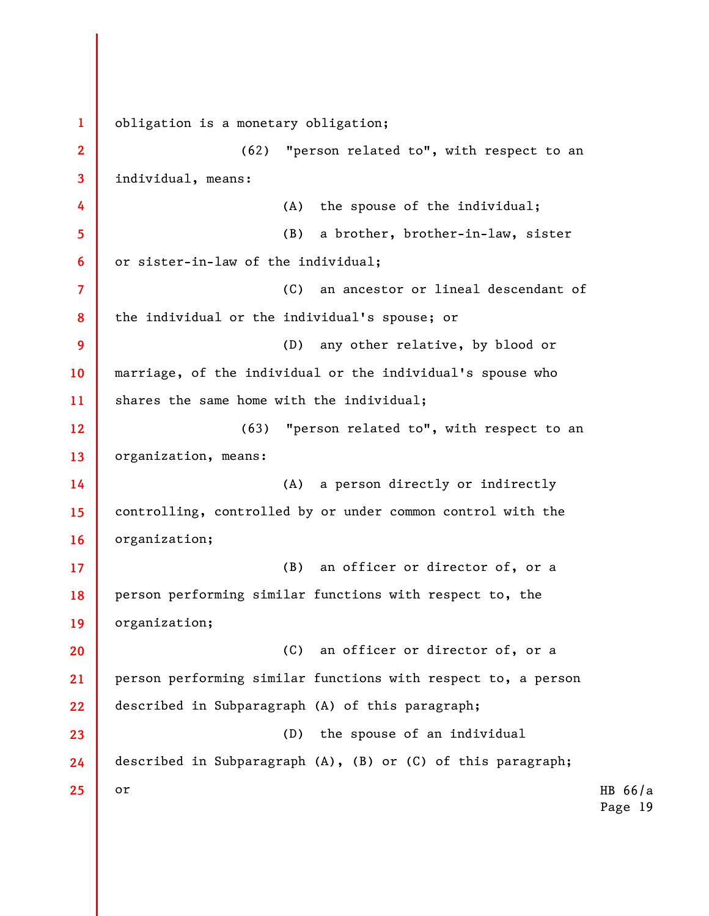obligation is a monetary obligation;

(62) "person related to", with respect to an individual, means:

(A) the spouse of the individual;

(B) a brother, brother-in-law, sister or sister-in-law of the individual;

(C) an ancestor or lineal descendant of the individual or the individual's spouse; or

(D) any other relative, by blood or marriage, of the individual or the individual's spouse who shares the same home with the individual;

(63) "person related to", with respect to an organization, means:

(A) a person directly or indirectly controlling, controlled by or under common control with the organization;

(B) an officer or director of, or a person performing similar functions with respect to, the organization;

(C) an officer or director of, or a person performing similar functions with respect to, a person described in Subparagraph (A) of this paragraph;

(D) the spouse of an individual described in Subparagraph (A), (B) or (C) of this paragraph; or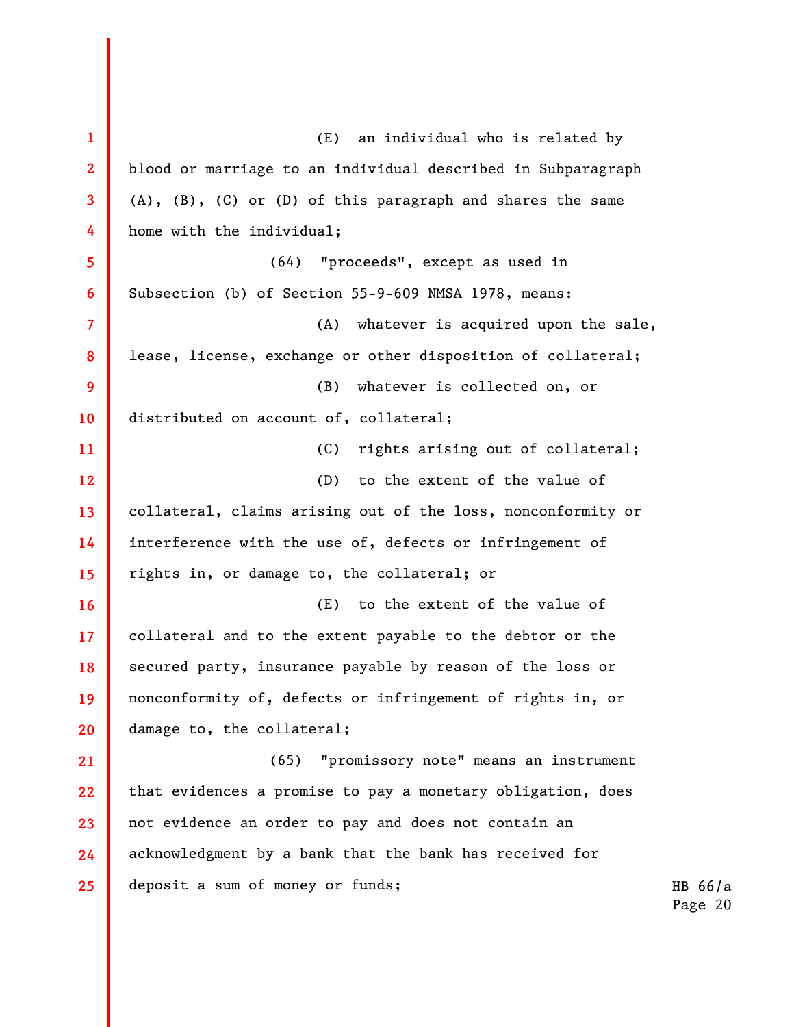(E) an individual who is related by blood or marriage to an individual described in Subparagraph (A), (B), (C) or (D) of this paragraph and shares the same home with the individual;

(64) "proceeds", except as used in Subsection (b) of Section 55-9-609 NMSA 1978, means:

(A) whatever is acquired upon the sale, lease, license, exchange or other disposition of collateral;

(B) whatever is collected on, or distributed on account of, collateral;

(C) rights arising out of collateral;

(D) to the extent of the value of collateral, claims arising out of the loss, nonconformity or interference with the use of, defects or infringement of rights in, or damage to, the collateral; or

(E) to the extent of the value of collateral and to the extent payable to the debtor or the secured party, insurance payable by reason of the loss or nonconformity of, defects or infringement of rights in, or damage to, the collateral;

(65) "promissory note" means an instrument that evidences a promise to pay a monetary obligation, does not evidence an order to pay and does not contain an acknowledgment by a bank that the bank has received for deposit a sum of money or funds;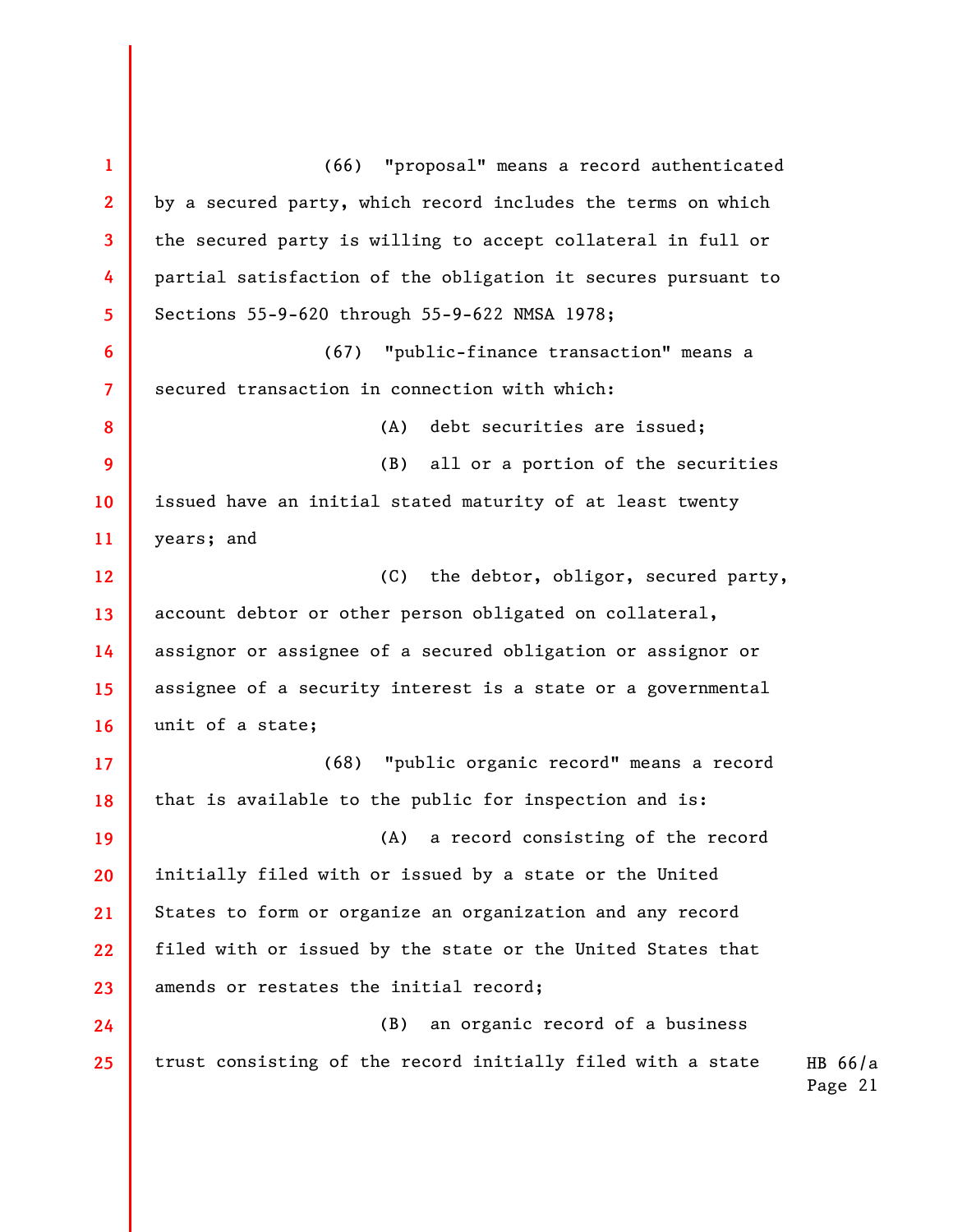(66) "proposal" means a record authenticated by a secured party, which record includes the terms on which the secured party is willing to accept collateral in full or partial satisfaction of the obligation it secures pursuant to Sections 55-9-620 through 55-9-622 NMSA 1978;

(67) "public-finance transaction" means a secured transaction in connection with which:

(A) debt securities are issued;

(B) all or a portion of the securities issued have an initial stated maturity of at least twenty years; and

(C) the debtor, obligor, secured party, account debtor or other person obligated on collateral, assignor or assignee of a secured obligation or assignor or assignee of a security interest is a state or a governmental unit of a state;

(68) "public organic record" means a record that is available to the public for inspection and is:

(A) a record consisting of the record initially filed with or issued by a state or the United States to form or organize an organization and any record filed with or issued by the state or the United States that amends or restates the initial record;

(B) an organic record of a business trust consisting of the record initially filed with a state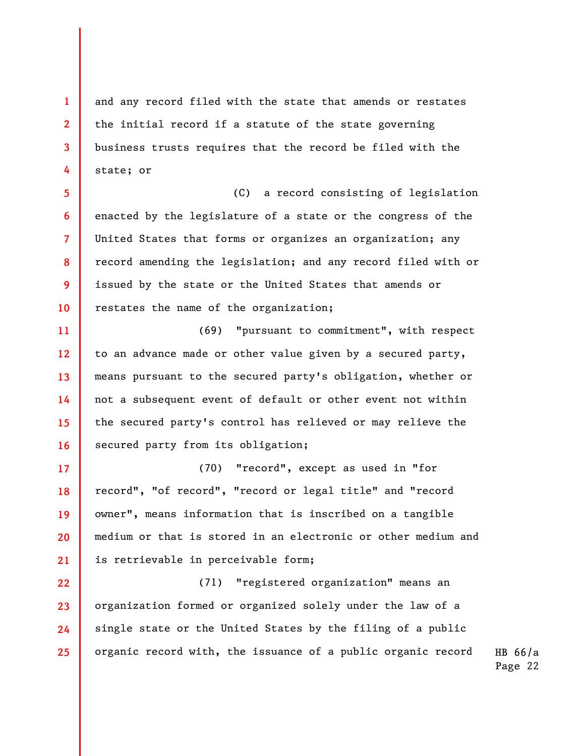and any record filed with the state that amends or restates the initial record if a statute of the state governing business trusts requires that the record be filed with the state; or

(C) a record consisting of legislation enacted by the legislature of a state or the congress of the United States that forms or organizes an organization; any record amending the legislation; and any record filed with or issued by the state or the United States that amends or restates the name of the organization;

(69) "pursuant to commitment", with respect to an advance made or other value given by a secured party, means pursuant to the secured party's obligation, whether or not a subsequent event of default or other event not within the secured party's control has relieved or may relieve the secured party from its obligation;

(70) "record", except as used in "for record", "of record", "record or legal title" and "record owner", means information that is inscribed on a tangible medium or that is stored in an electronic or other medium and is retrievable in perceivable form;

(71) "registered organization" means an organization formed or organized solely under the law of a single state or the United States by the filing of a public organic record with, the issuance of a public organic record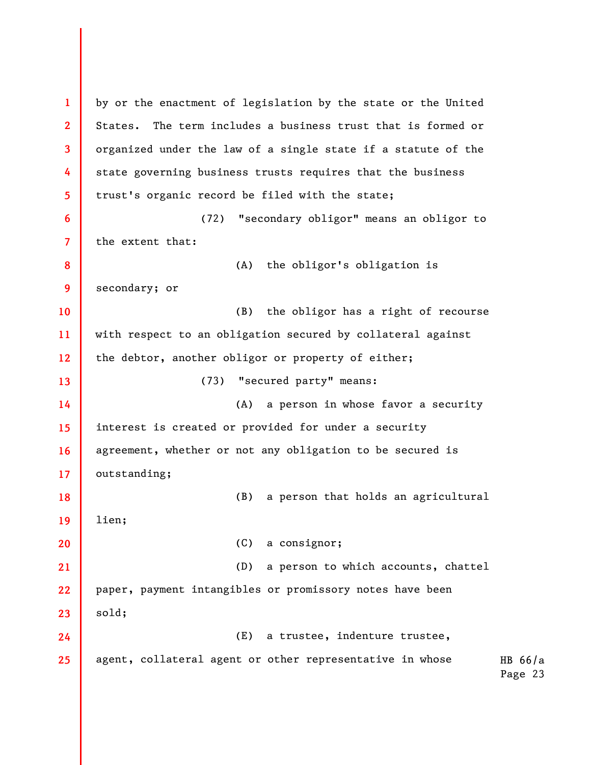by or the enactment of legislation by the state or the United States. The term includes a business trust that is formed or organized under the law of a single state if a statute of the state governing business trusts requires that the business trust's organic record be filed with the state;

(72) "secondary obligor" means an obligor to the extent that:

(A) the obligor's obligation is secondary; or

(B) the obligor has a right of recourse with respect to an obligation secured by collateral against the debtor, another obligor or property of either;

(73) "secured party" means:

(A) a person in whose favor a security interest is created or provided for under a security agreement, whether or not any obligation to be secured is outstanding;

(B) a person that holds an agricultural lien;

(C) a consignor;

(D) a person to which accounts, chattel paper, payment intangibles or promissory notes have been sold;

(E) a trustee, indenture trustee, agent, collateral agent or other representative in whose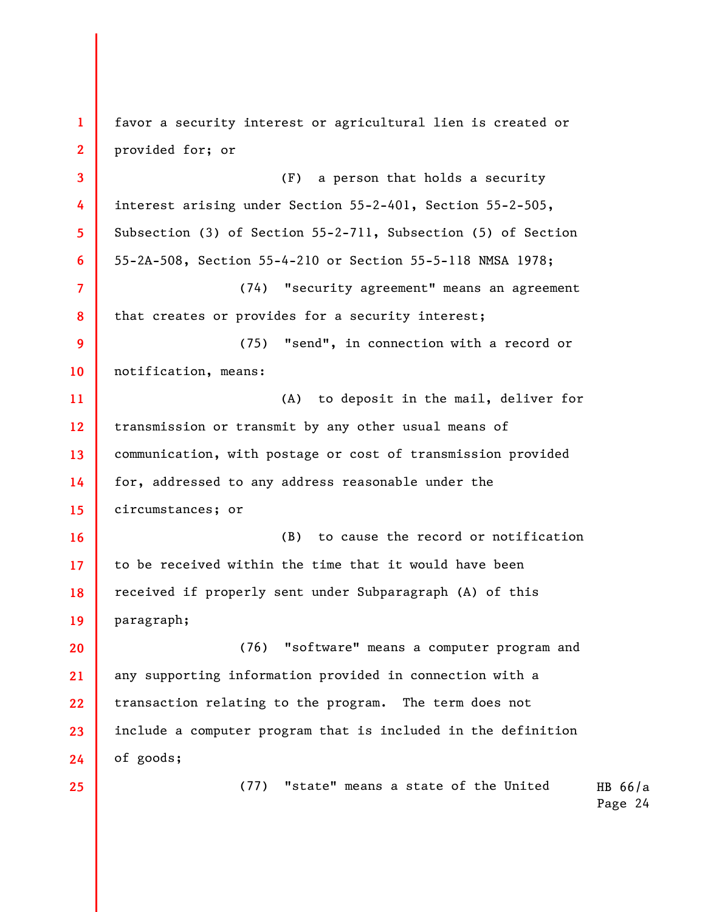favor a security interest or agricultural lien is created or provided for; or

(F) a person that holds a security interest arising under Section 55-2-401, Section 55-2-505, Subsection (3) of Section 55-2-711, Subsection (5) of Section 55-2A-508, Section 55-4-210 or Section 55-5-118 NMSA 1978;

(74) "security agreement" means an agreement that creates or provides for a security interest;

(75) "send", in connection with a record or notification, means:

(A) to deposit in the mail, deliver for transmission or transmit by any other usual means of communication, with postage or cost of transmission provided for, addressed to any address reasonable under the circumstances; or

(B) to cause the record or notification to be received within the time that it would have been received if properly sent under Subparagraph (A) of this paragraph;

(76) "software" means a computer program and any supporting information provided in connection with a transaction relating to the program. The term does not include a computer program that is included in the definition of goods;

(77) "state" means a state of the United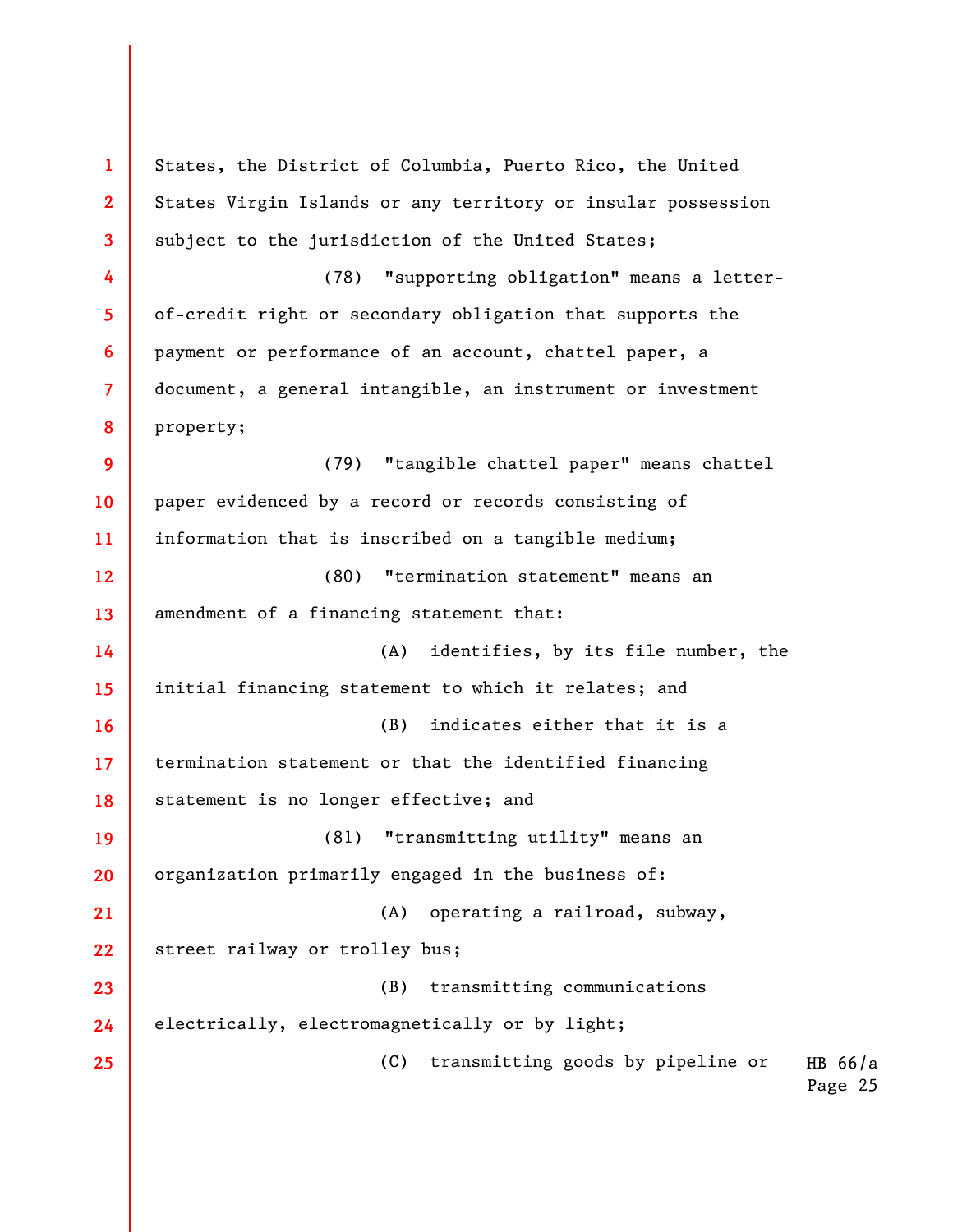States, the District of Columbia, Puerto Rico, the United States Virgin Islands or any territory or insular possession subject to the jurisdiction of the United States;

(78) "supporting obligation" means a letter-of-credit right or secondary obligation that supports the payment or performance of an account, chattel paper, a document, a general intangible, an instrument or investment property;

(79) "tangible chattel paper" means chattel paper evidenced by a record or records consisting of information that is inscribed on a tangible medium;

(80) "termination statement" means an amendment of a financing statement that:

(A) identifies, by its file number, the initial financing statement to which it relates; and

(B) indicates either that it is a termination statement or that the identified financing statement is no longer effective; and

(81) "transmitting utility" means an organization primarily engaged in the business of:

(A) operating a railroad, subway, street railway or trolley bus;

(B) transmitting communications electrically, electromagnetically or by light;

(C) transmitting goods by pipeline or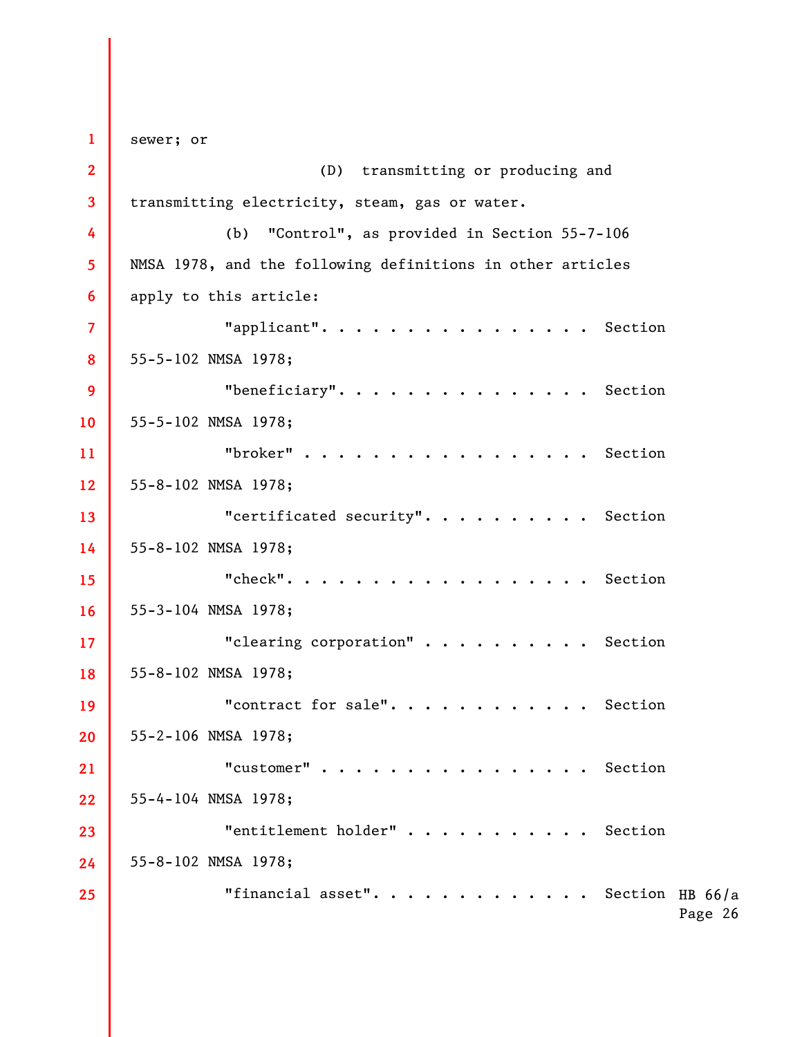sewer; or

(D) transmitting or producing and transmitting electricity, steam, gas or water.

(b) "Control", as provided in Section 55-7-106 NMSA 1978, and the following definitions in other articles apply to this article:

"applicant". . . . . . . . . . . . . . . . Section 55-5-102 NMSA 1978;

"beneficiary". . . . . . . . . . . . . . . Section 55-5-102 NMSA 1978;

"broker" . . . . . . . . . . . . . . . . . Section 55-8-102 NMSA 1978;

"certificated security". . . . . . . . . . Section 55-8-102 NMSA 1978;

"check". . . . . . . . . . . . . . . . . . Section 55-3-104 NMSA 1978;

"clearing corporation" . . . . . . . . . . Section 55-8-102 NMSA 1978;

"contract for sale". . . . . . . . . . . . Section 55-2-106 NMSA 1978;

"customer" . . . . . . . . . . . . . . . . Section 55-4-104 NMSA 1978;

"entitlement holder" . . . . . . . . . . . Section 55-8-102 NMSA 1978;

"financial asset". . . . . . . . . . . . . Section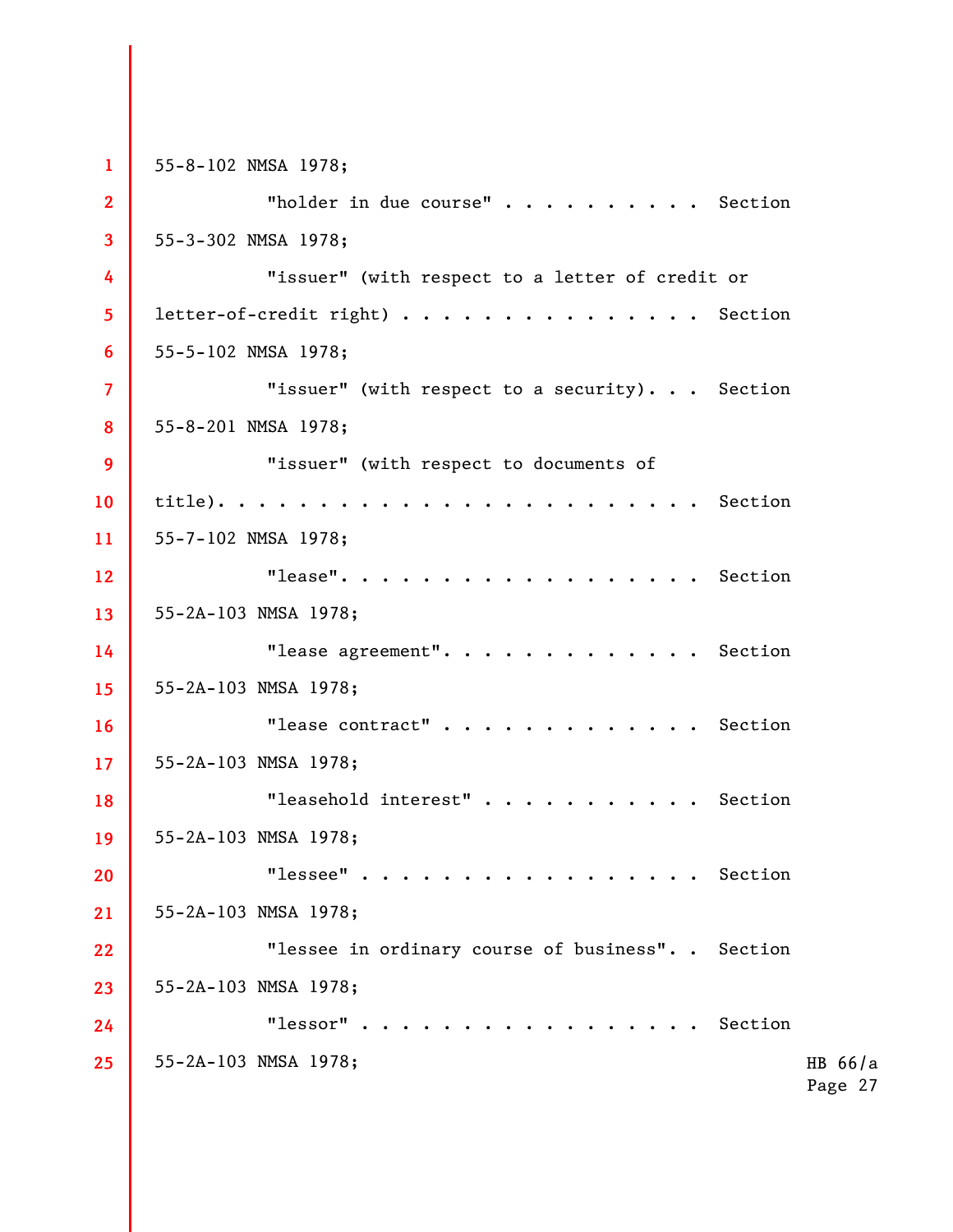55-8-102 NMSA 1978;

"holder in due course" . . . . . . . . . . Section 55-3-302 NMSA 1978;

"issuer" (with respect to a letter of credit or letter-of-credit right) . . . . . . . . . . . . . . Section 55-5-102 NMSA 1978;

"issuer" (with respect to a security). . . Section 55-8-201 NMSA 1978;

"issuer" (with respect to documents of title). . . . . . . . . . . . . . . . . . . . . . . . Section 55-7-102 NMSA 1978;

"lease". . . . . . . . . . . . . . . . . . Section 55-2A-103 NMSA 1978;

"lease agreement". . . . . . . . . . . . . Section 55-2A-103 NMSA 1978;

"lease contract" . . . . . . . . . . . . . Section 55-2A-103 NMSA 1978;

"leasehold interest" . . . . . . . . . . . Section 55-2A-103 NMSA 1978;

"lessee" . . . . . . . . . . . . . . . . . Section 55-2A-103 NMSA 1978;

"lessee in ordinary course of business". . Section 55-2A-103 NMSA 1978;

"lessor" . . . . . . . . . . . . . . . . . Section 55-2A-103 NMSA 1978;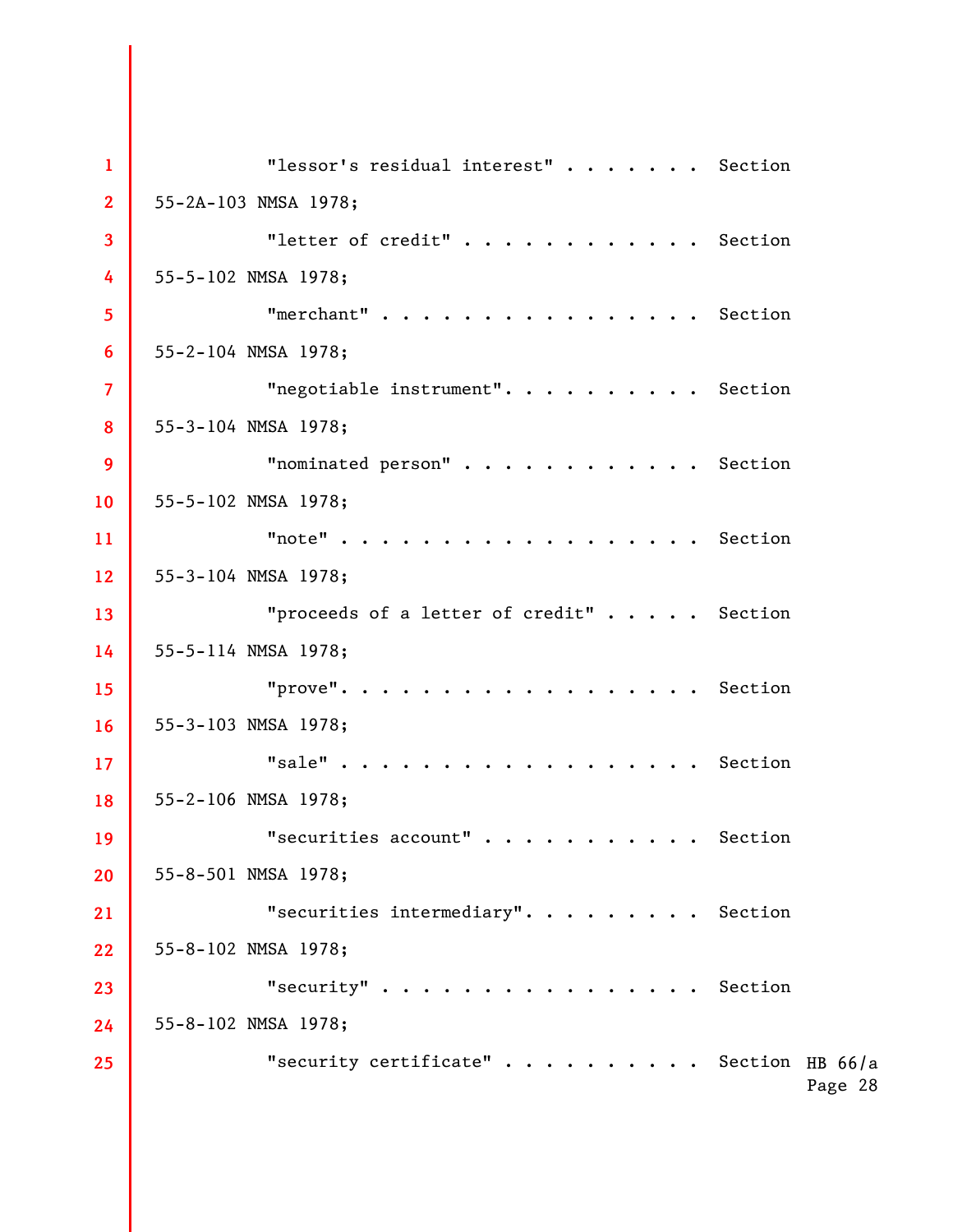"lessor's residual interest" . . . . . . . Section 55-2A-103 NMSA 1978;

"letter of credit" . . . . . . . . . . . . Section 55-5-102 NMSA 1978;

"merchant" . . . . . . . . . . . . . . . . Section 55-2-104 NMSA 1978;

"negotiable instrument". . . . . . . . . . Section 55-3-104 NMSA 1978;

"nominated person" . . . . . . . . . . . . Section 55-5-102 NMSA 1978;

"note" . . . . . . . . . . . . . . . . . . Section 55-3-104 NMSA 1978;

"proceeds of a letter of credit" . . . . . Section 55-5-114 NMSA 1978;

"prove". . . . . . . . . . . . . . . . . . Section 55-3-103 NMSA 1978;

"sale" . . . . . . . . . . . . . . . . . . Section 55-2-106 NMSA 1978;

"securities account" . . . . . . . . . . . Section 55-8-501 NMSA 1978;

"securities intermediary". . . . . . . . . Section 55-8-102 NMSA 1978;

"security" . . . . . . . . . . . . . . . . Section 55-8-102 NMSA 1978;

"security certificate" . . . . . . . . . . Section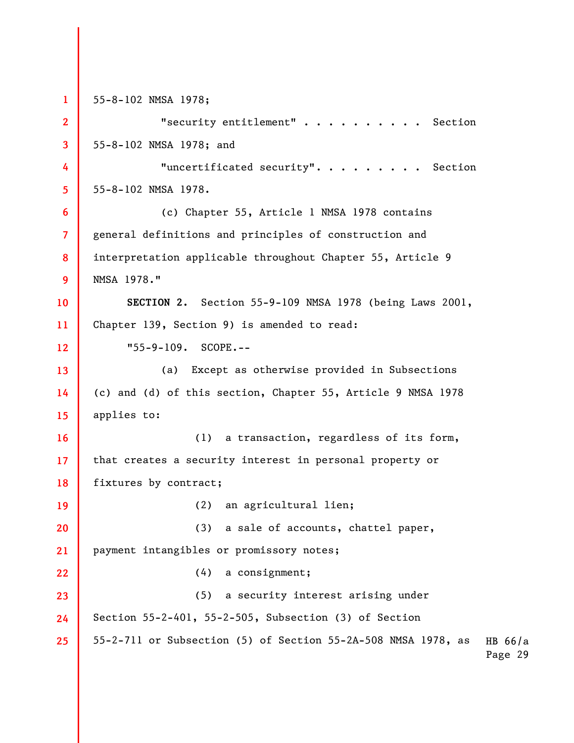55-8-102 NMSA 1978;

"security entitlement" . . . . . . . . . . Section 55-8-102 NMSA 1978; and

"uncertificated security". . . . . . . . . Section 55-8-102 NMSA 1978.

(c) Chapter 55, Article 1 NMSA 1978 contains general definitions and principles of construction and interpretation applicable throughout Chapter 55, Article 9 NMSA 1978."

**SECTION 2.** Section 55-9-109 NMSA 1978 (being Laws 2001, Chapter 139, Section 9) is amended to read:

"55-9-109. SCOPE.--

(a) Except as otherwise provided in Subsections (c) and (d) of this section, Chapter 55, Article 9 NMSA 1978 applies to:

(1) a transaction, regardless of its form, that creates a security interest in personal property or fixtures by contract;

(2) an agricultural lien;

(3) a sale of accounts, chattel paper, payment intangibles or promissory notes;

(4) a consignment;

(5) a security interest arising under Section 55-2-401, 55-2-505, Subsection (3) of Section 55-2-711 or Subsection (5) of Section 55-2A-508 NMSA 1978, as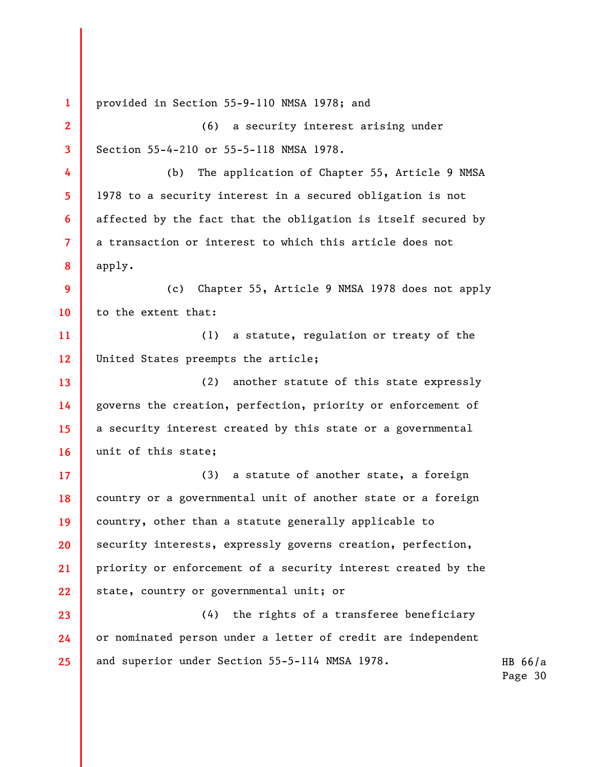provided in Section 55-9-110 NMSA 1978; and

(6) a security interest arising under Section 55-4-210 or 55-5-118 NMSA 1978.

(b) The application of Chapter 55, Article 9 NMSA 1978 to a security interest in a secured obligation is not affected by the fact that the obligation is itself secured by a transaction or interest to which this article does not apply.

(c) Chapter 55, Article 9 NMSA 1978 does not apply to the extent that:

(1) a statute, regulation or treaty of the United States preempts the article;

(2) another statute of this state expressly governs the creation, perfection, priority or enforcement of a security interest created by this state or a governmental unit of this state;

(3) a statute of another state, a foreign country or a governmental unit of another state or a foreign country, other than a statute generally applicable to security interests, expressly governs creation, perfection, priority or enforcement of a security interest created by the state, country or governmental unit; or

(4) the rights of a transferee beneficiary or nominated person under a letter of credit are independent and superior under Section 55-5-114 NMSA 1978.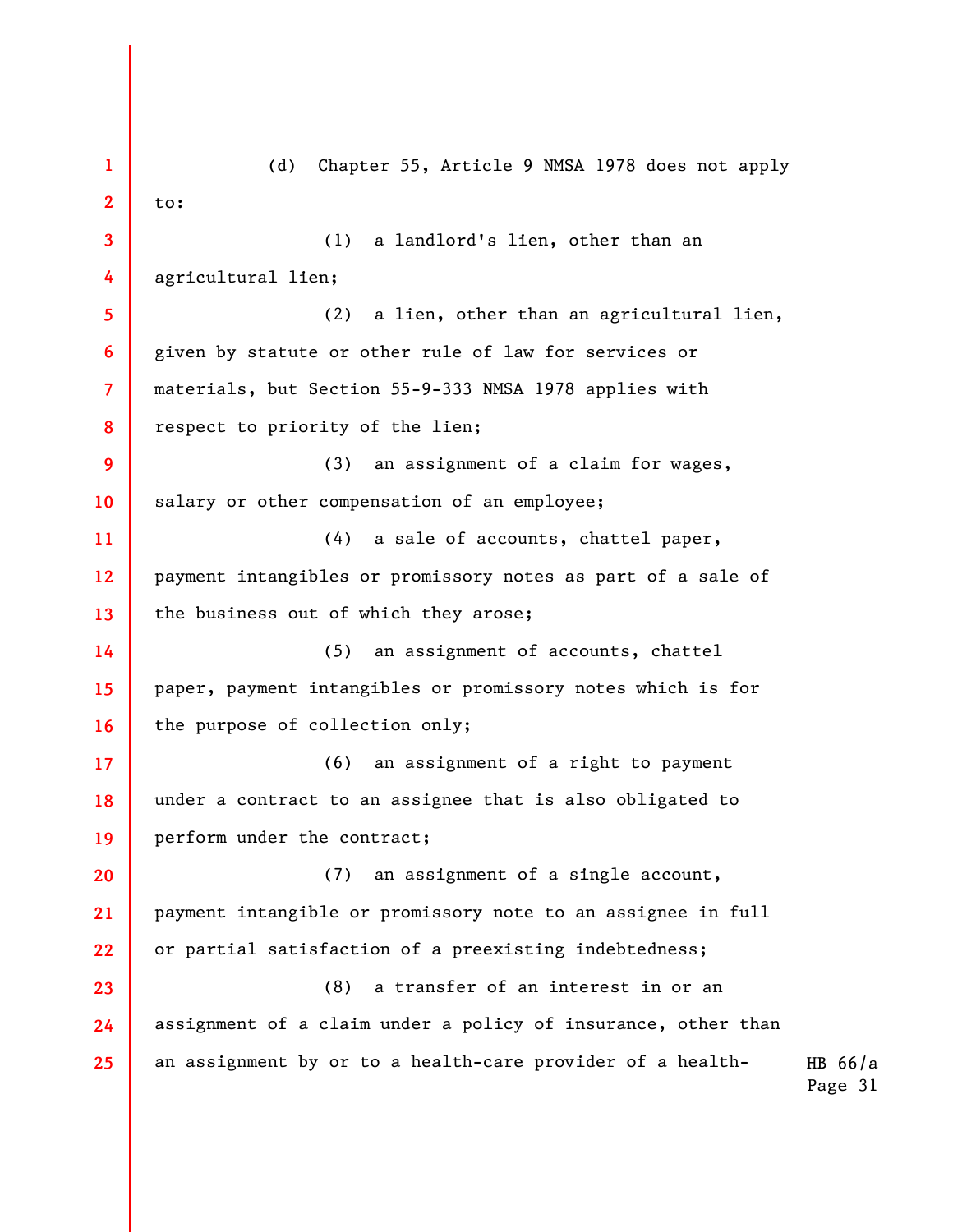(d) Chapter 55, Article 9 NMSA 1978 does not apply to:

(1) a landlord's lien, other than an agricultural lien;

(2) a lien, other than an agricultural lien, given by statute or other rule of law for services or materials, but Section 55-9-333 NMSA 1978 applies with respect to priority of the lien;

(3) an assignment of a claim for wages, salary or other compensation of an employee;

(4) a sale of accounts, chattel paper, payment intangibles or promissory notes as part of a sale of the business out of which they arose;

(5) an assignment of accounts, chattel paper, payment intangibles or promissory notes which is for the purpose of collection only;

(6) an assignment of a right to payment under a contract to an assignee that is also obligated to perform under the contract;

(7) an assignment of a single account, payment intangible or promissory note to an assignee in full or partial satisfaction of a preexisting indebtedness;

(8) a transfer of an interest in or an assignment of a claim under a policy of insurance, other than an assignment by or to a health-care provider of a health-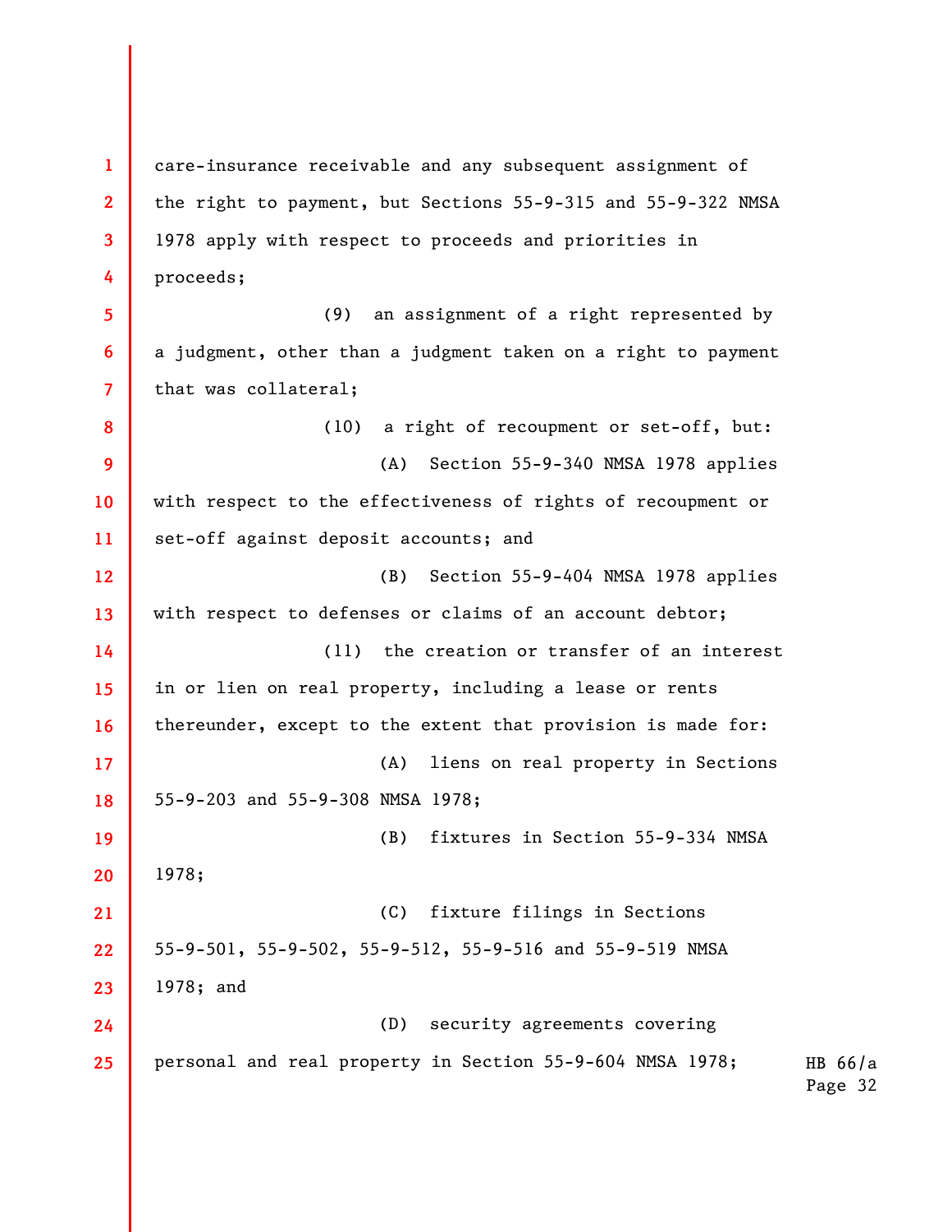care-insurance receivable and any subsequent assignment of the right to payment, but Sections 55-9-315 and 55-9-322 NMSA 1978 apply with respect to proceeds and priorities in proceeds;

(9) an assignment of a right represented by a judgment, other than a judgment taken on a right to payment that was collateral;

(10) a right of recoupment or set-off, but:

(A) Section 55-9-340 NMSA 1978 applies with respect to the effectiveness of rights of recoupment or set-off against deposit accounts; and

(B) Section 55-9-404 NMSA 1978 applies with respect to defenses or claims of an account debtor;

(11) the creation or transfer of an interest in or lien on real property, including a lease or rents thereunder, except to the extent that provision is made for:

(A) liens on real property in Sections 55-9-203 and 55-9-308 NMSA 1978;

(B) fixtures in Section 55-9-334 NMSA 1978;

(C) fixture filings in Sections 55-9-501, 55-9-502, 55-9-512, 55-9-516 and 55-9-519 NMSA 1978; and

(D) security agreements covering personal and real property in Section 55-9-604 NMSA 1978;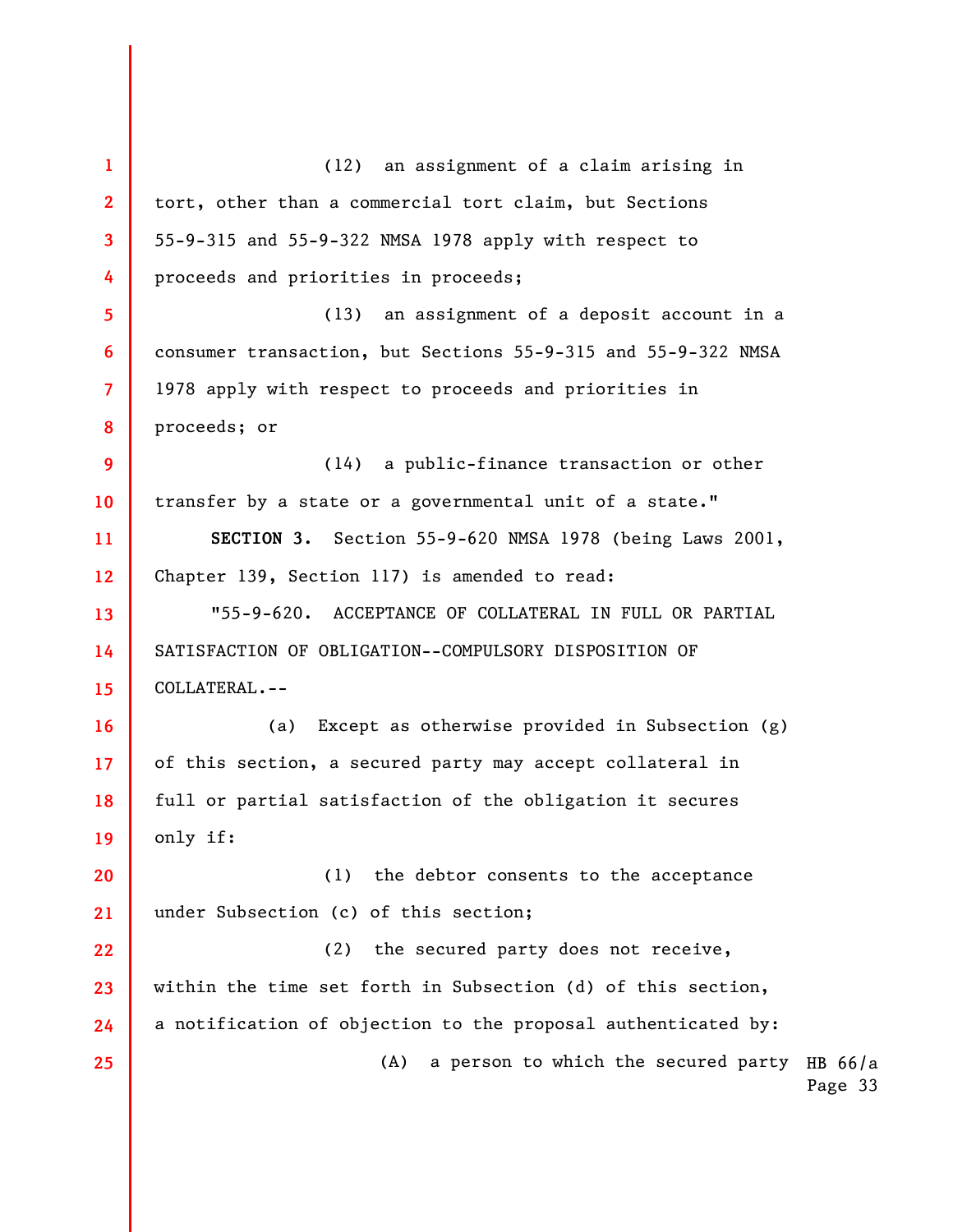(12) an assignment of a claim arising in tort, other than a commercial tort claim, but Sections 55-9-315 and 55-9-322 NMSA 1978 apply with respect to proceeds and priorities in proceeds;

(13) an assignment of a deposit account in a consumer transaction, but Sections 55-9-315 and 55-9-322 NMSA 1978 apply with respect to proceeds and priorities in proceeds; or

(14) a public-finance transaction or other transfer by a state or a governmental unit of a state."

**SECTION 3.** Section 55-9-620 NMSA 1978 (being Laws 2001, Chapter 139, Section 117) is amended to read:

"55-9-620. ACCEPTANCE OF COLLATERAL IN FULL OR PARTIAL SATISFACTION OF OBLIGATION--COMPULSORY DISPOSITION OF COLLATERAL.--

(a) Except as otherwise provided in Subsection (g) of this section, a secured party may accept collateral in full or partial satisfaction of the obligation it secures only if:

(1) the debtor consents to the acceptance under Subsection (c) of this section;

(2) the secured party does not receive, within the time set forth in Subsection (d) of this section, a notification of objection to the proposal authenticated by:

(A) a person to which the secured party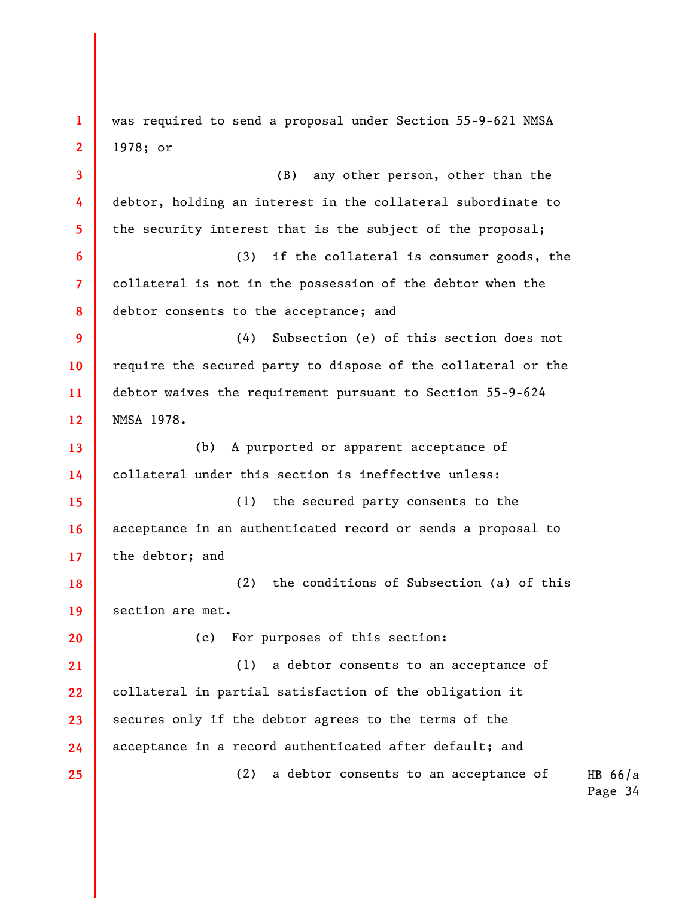was required to send a proposal under Section 55-9-621 NMSA 1978; or

(B) any other person, other than the debtor, holding an interest in the collateral subordinate to the security interest that is the subject of the proposal;

(3) if the collateral is consumer goods, the collateral is not in the possession of the debtor when the debtor consents to the acceptance; and

(4) Subsection (e) of this section does not require the secured party to dispose of the collateral or the debtor waives the requirement pursuant to Section 55-9-624 NMSA 1978.

(b) A purported or apparent acceptance of collateral under this section is ineffective unless:

(1) the secured party consents to the acceptance in an authenticated record or sends a proposal to the debtor; and

(2) the conditions of Subsection (a) of this section are met.

(c) For purposes of this section:

(1) a debtor consents to an acceptance of collateral in partial satisfaction of the obligation it secures only if the debtor agrees to the terms of the acceptance in a record authenticated after default; and

(2) a debtor consents to an acceptance of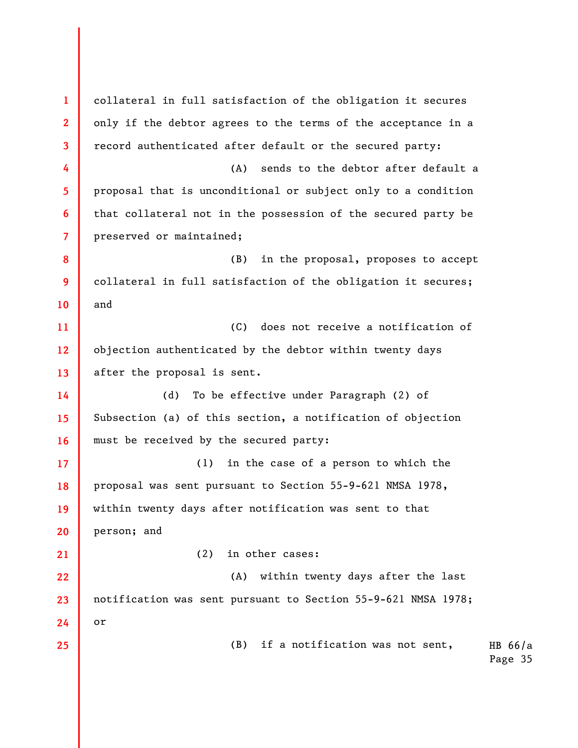collateral in full satisfaction of the obligation it secures only if the debtor agrees to the terms of the acceptance in a record authenticated after default or the secured party:

(A) sends to the debtor after default a proposal that is unconditional or subject only to a condition that collateral not in the possession of the secured party be preserved or maintained;

(B) in the proposal, proposes to accept collateral in full satisfaction of the obligation it secures; and

(C) does not receive a notification of objection authenticated by the debtor within twenty days after the proposal is sent.

(d) To be effective under Paragraph (2) of Subsection (a) of this section, a notification of objection must be received by the secured party:

(1) in the case of a person to which the proposal was sent pursuant to Section 55-9-621 NMSA 1978, within twenty days after notification was sent to that person; and

(2) in other cases:

(A) within twenty days after the last notification was sent pursuant to Section 55-9-621 NMSA 1978; or

(B) if a notification was not sent,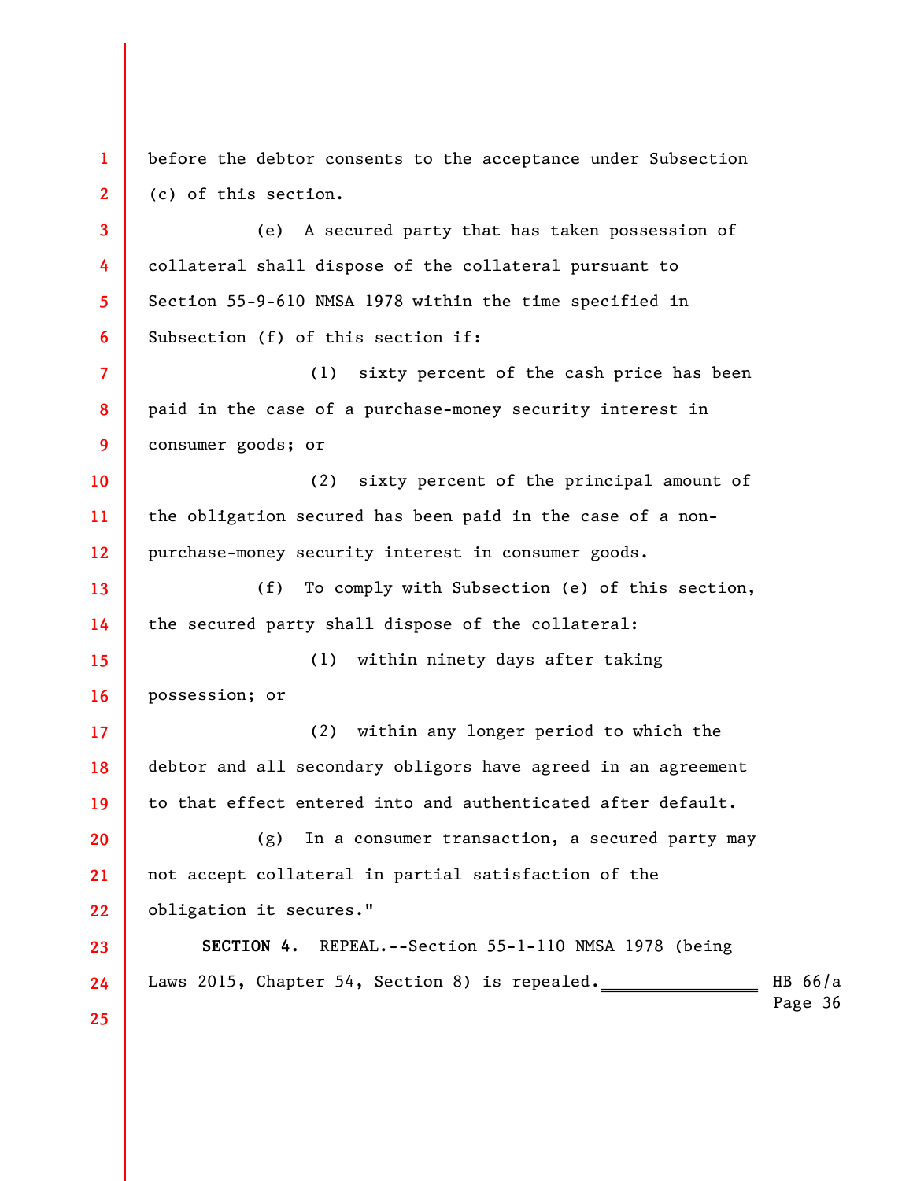before the debtor consents to the acceptance under Subsection (c) of this section.

(e) A secured party that has taken possession of collateral shall dispose of the collateral pursuant to Section 55-9-610 NMSA 1978 within the time specified in Subsection (f) of this section if:

(1) sixty percent of the cash price has been paid in the case of a purchase-money security interest in consumer goods; or

(2) sixty percent of the principal amount of the obligation secured has been paid in the case of a non-purchase-money security interest in consumer goods.

(f) To comply with Subsection (e) of this section, the secured party shall dispose of the collateral:

(1) within ninety days after taking possession; or

(2) within any longer period to which the debtor and all secondary obligors have agreed in an agreement to that effect entered into and authenticated after default.

(g) In a consumer transaction, a secured party may not accept collateral in partial satisfaction of the obligation it secures."

**SECTION 4.** REPEAL.--Section 55-1-110 NMSA 1978 (being Laws 2015, Chapter 54, Section 8) is repealed.